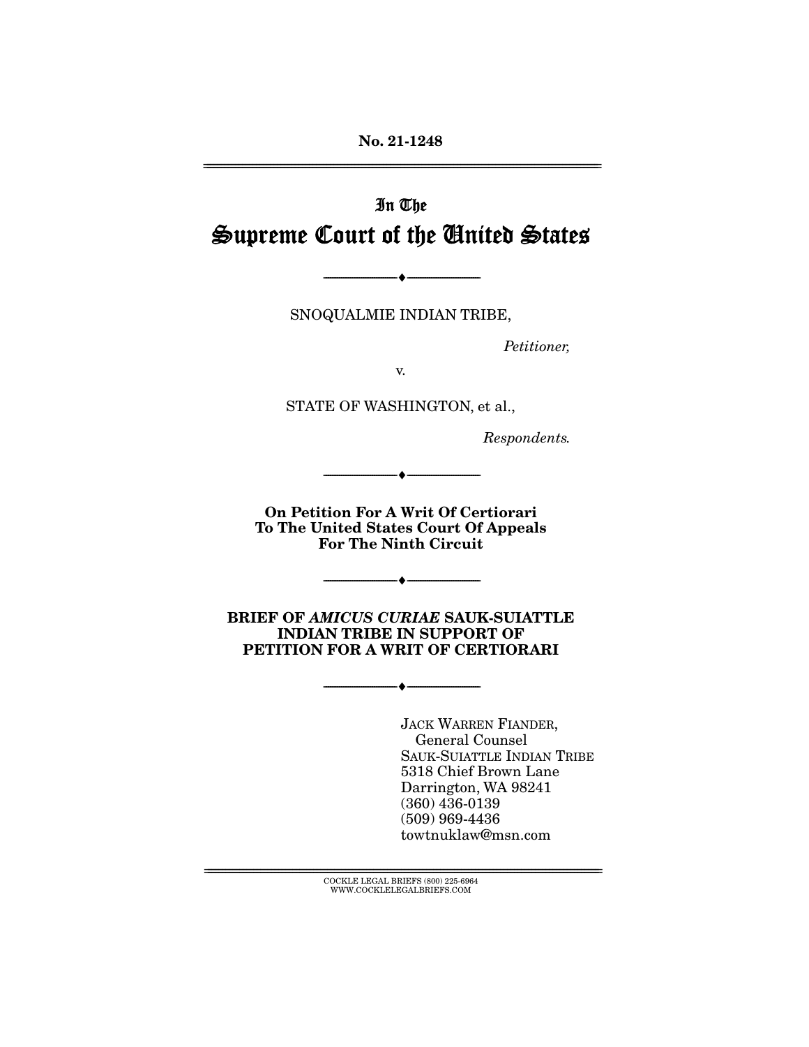No. 21-1248

# In The Supreme Court of the United States

---

SNOQUALMIE INDIAN TRIBE,

*Petitioner,*

v.

STATE OF WASHINGTON, et al.,

*Respondents.*

---

**On Petition For A Writ Of Certiorari To The United States Court Of Appeals For The Ninth Circuit**

---

**BRIEF OF *AMICUS CURIAE* SAUK-SUIATTLE INDIAN TRIBE IN SUPPORT OF PETITION FOR A WRIT OF CERTIORARI**

---

JACK WARREN FIANDER,
General Counsel
SAUK-SUIATTLE INDIAN TRIBE
5318 Chief Brown Lane
Darrington, WA 98241
(360) 436-0139
(509) 969-4436
towtnuklaw@msn.com

COCKLE LEGAL BRIEFS (800) 225-6964
WWW.COCKLELEGALBRIEFS.COM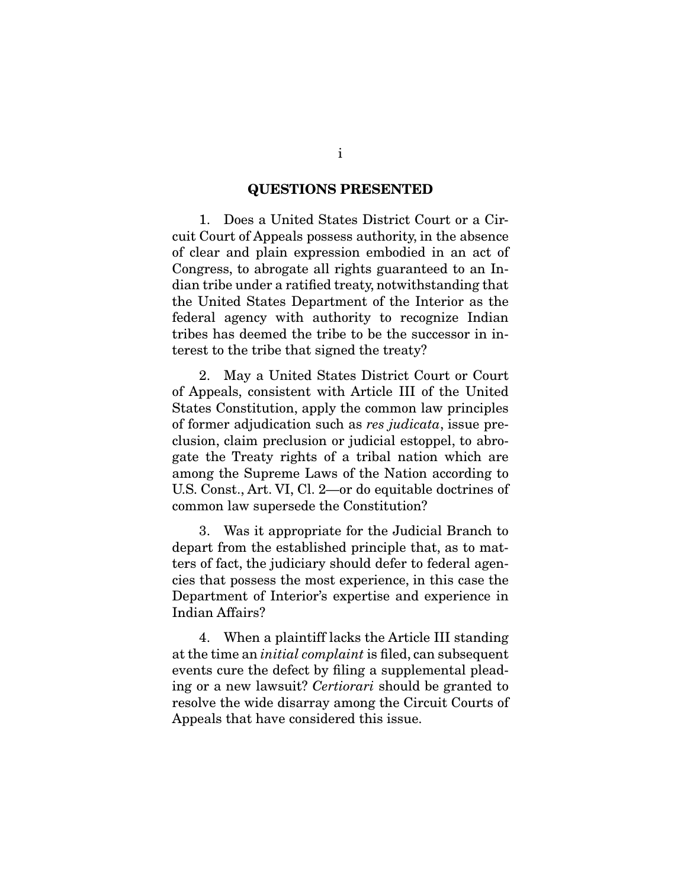## QUESTIONS PRESENTED

1. Does a United States District Court or a Circuit Court of Appeals possess authority, in the absence of clear and plain expression embodied in an act of Congress, to abrogate all rights guaranteed to an Indian tribe under a ratified treaty, notwithstanding that the United States Department of the Interior as the federal agency with authority to recognize Indian tribes has deemed the tribe to be the successor in interest to the tribe that signed the treaty?

2. May a United States District Court or Court of Appeals, consistent with Article III of the United States Constitution, apply the common law principles of former adjudication such as *res judicata*, issue preclusion, claim preclusion or judicial estoppel, to abrogate the Treaty rights of a tribal nation which are among the Supreme Laws of the Nation according to U.S. Const., Art. VI, Cl. 2—or do equitable doctrines of common law supersede the Constitution?

3. Was it appropriate for the Judicial Branch to depart from the established principle that, as to matters of fact, the judiciary should defer to federal agencies that possess the most experience, in this case the Department of Interior's expertise and experience in Indian Affairs?

4. When a plaintiff lacks the Article III standing at the time an *initial complaint* is filed, can subsequent events cure the defect by filing a supplemental pleading or a new lawsuit? *Certiorari* should be granted to resolve the wide disarray among the Circuit Courts of Appeals that have considered this issue.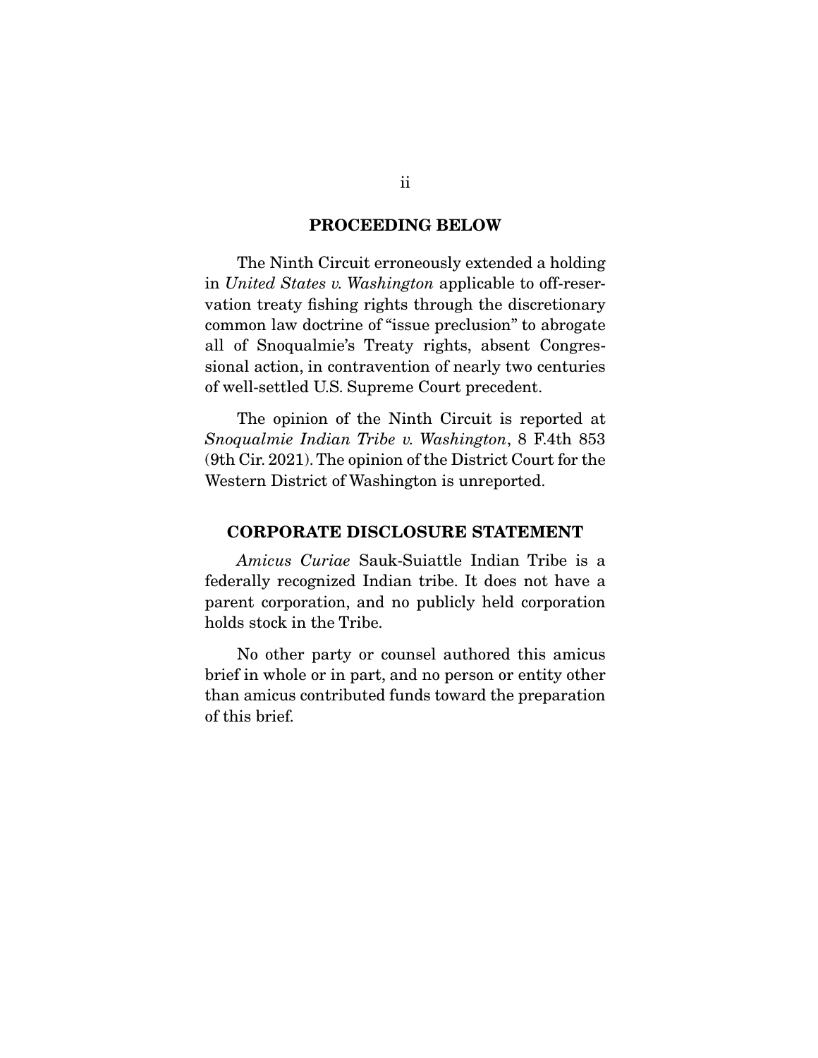## PROCEEDING BELOW

The Ninth Circuit erroneously extended a holding in *United States v. Washington* applicable to off-reservation treaty fishing rights through the discretionary common law doctrine of "issue preclusion" to abrogate all of Snoqualmie's Treaty rights, absent Congressional action, in contravention of nearly two centuries of well-settled U.S. Supreme Court precedent.

The opinion of the Ninth Circuit is reported at *Snoqualmie Indian Tribe v. Washington*, 8 F.4th 853 (9th Cir. 2021). The opinion of the District Court for the Western District of Washington is unreported.

## CORPORATE DISCLOSURE STATEMENT

*Amicus Curiae* Sauk-Suiattle Indian Tribe is a federally recognized Indian tribe. It does not have a parent corporation, and no publicly held corporation holds stock in the Tribe.

No other party or counsel authored this amicus brief in whole or in part, and no person or entity other than amicus contributed funds toward the preparation of this brief.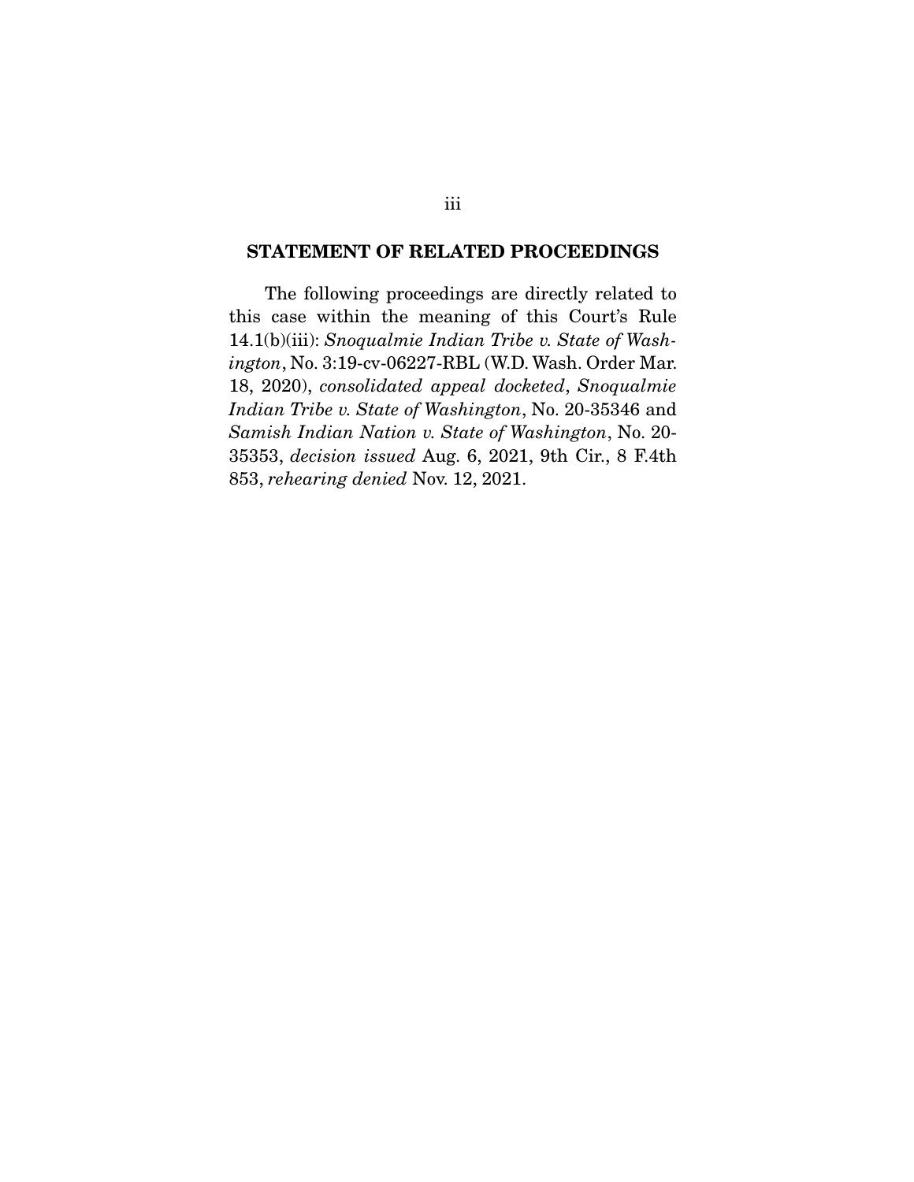## STATEMENT OF RELATED PROCEEDINGS

The following proceedings are directly related to this case within the meaning of this Court's Rule 14.1(b)(iii): *Snoqualmie Indian Tribe v. State of Washington*, No. 3:19-cv-06227-RBL (W.D. Wash. Order Mar. 18, 2020), *consolidated appeal docketed*, *Snoqualmie Indian Tribe v. State of Washington*, No. 20-35346 and *Samish Indian Nation v. State of Washington*, No. 20-35353, *decision issued* Aug. 6, 2021, 9th Cir., 8 F.4th 853, *rehearing denied* Nov. 12, 2021.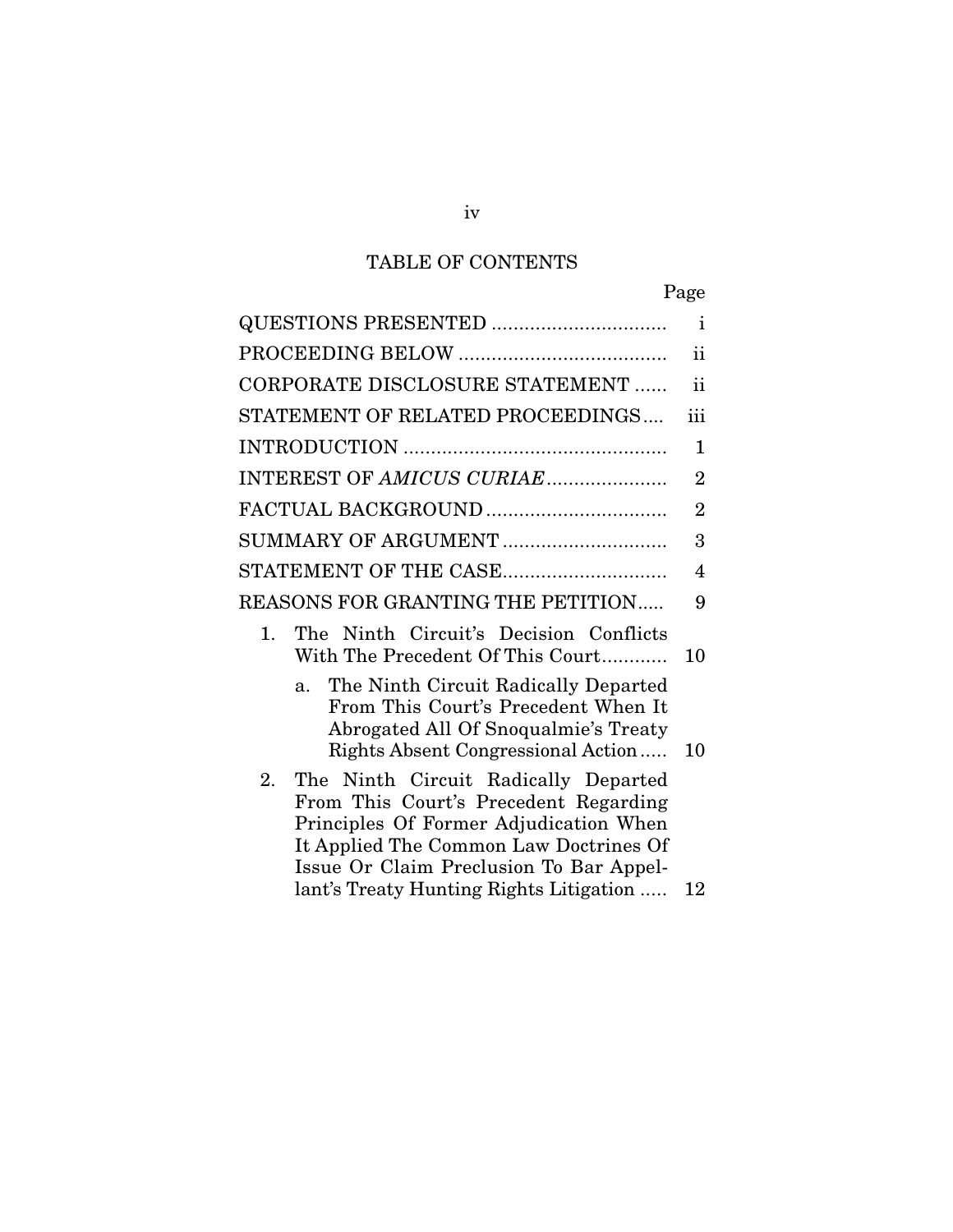## TABLE OF CONTENTS

| | Page |
|---|---|
| QUESTIONS PRESENTED | i |
| PROCEEDING BELOW | ii |
| CORPORATE DISCLOSURE STATEMENT | ii |
| STATEMENT OF RELATED PROCEEDINGS | iii |
| INTRODUCTION | 1 |
| INTEREST OF *AMICUS CURIAE* | 2 |
| FACTUAL BACKGROUND | 2 |
| SUMMARY OF ARGUMENT | 3 |
| STATEMENT OF THE CASE | 4 |
| REASONS FOR GRANTING THE PETITION | 9 |
| 1. The Ninth Circuit's Decision Conflicts With The Precedent Of This Court | 10 |
| a. The Ninth Circuit Radically Departed From This Court's Precedent When It Abrogated All Of Snoqualmie's Treaty Rights Absent Congressional Action | 10 |
| 2. The Ninth Circuit Radically Departed From This Court's Precedent Regarding Principles Of Former Adjudication When It Applied The Common Law Doctrines Of Issue Or Claim Preclusion To Bar Appellant's Treaty Hunting Rights Litigation | 12 |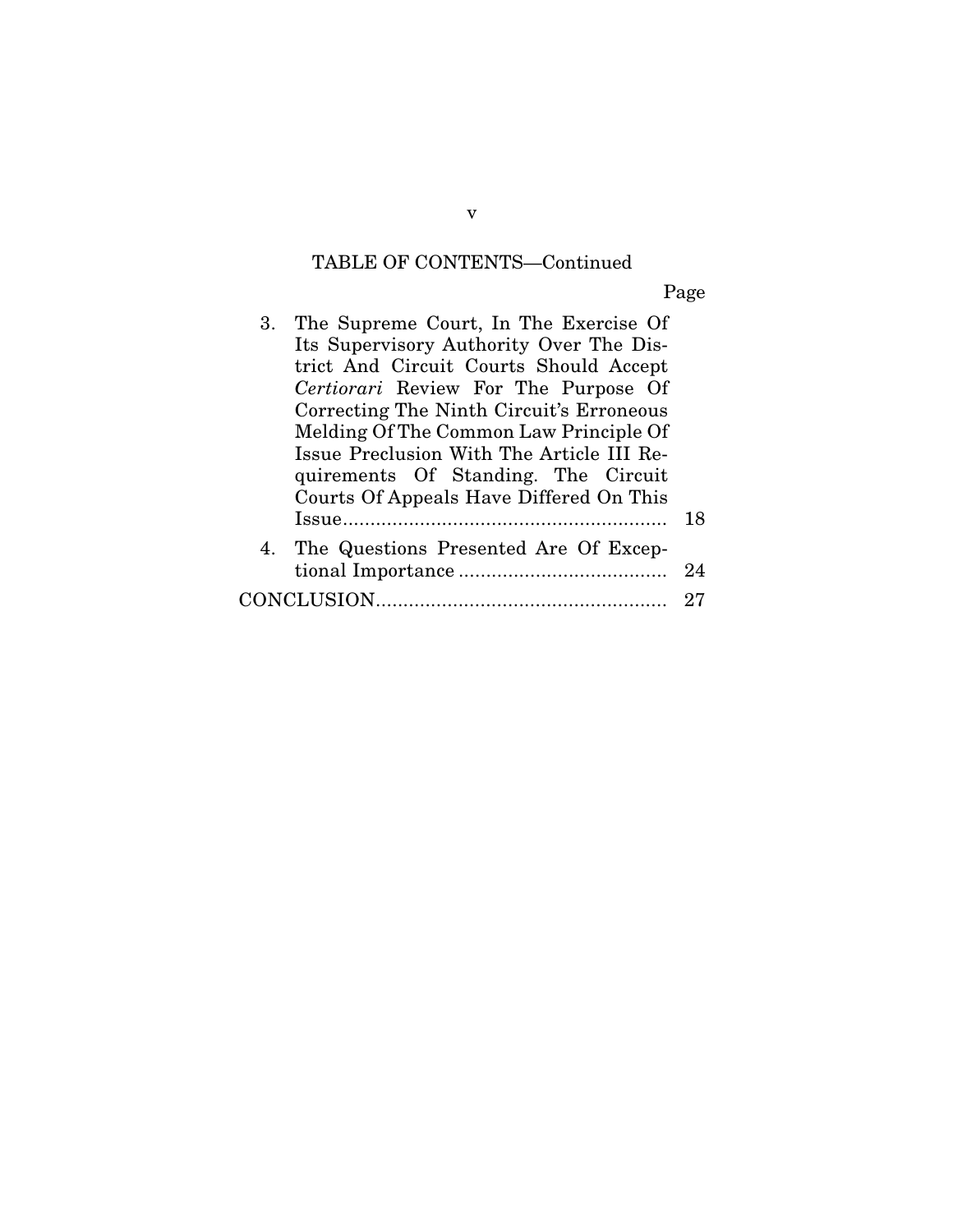TABLE OF CONTENTS—Continued

| | Page |
|---|---|
| 3. The Supreme Court, In The Exercise Of Its Supervisory Authority Over The District And Circuit Courts Should Accept *Certiorari* Review For The Purpose Of Correcting The Ninth Circuit's Erroneous Melding Of The Common Law Principle Of Issue Preclusion With The Article III Requirements Of Standing. The Circuit Courts Of Appeals Have Differed On This Issue | 18 |
| 4. The Questions Presented Are Of Exceptional Importance | 24 |
| CONCLUSION | 27 |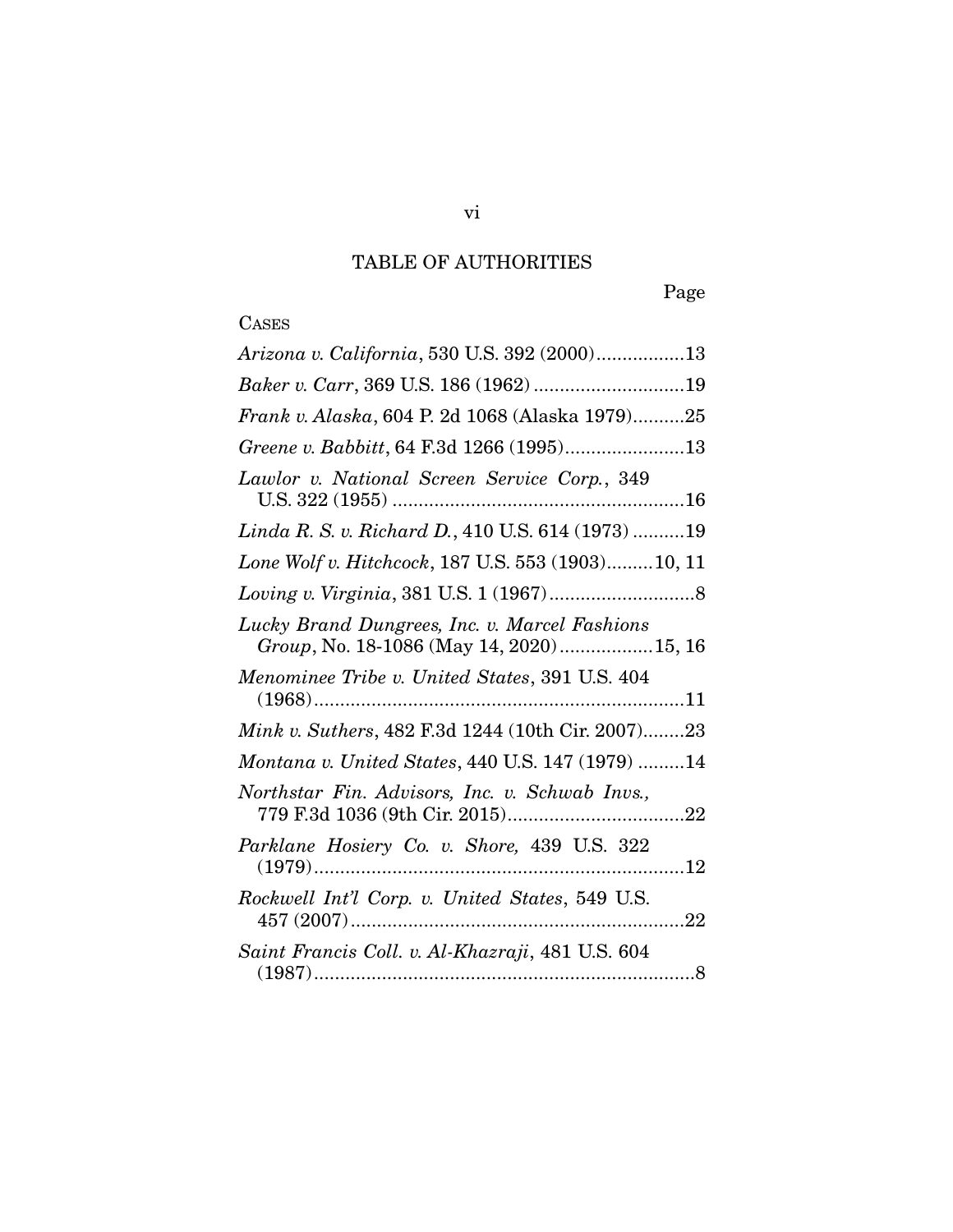# TABLE OF AUTHORITIES

Page

CASES

*Arizona v. California*, 530 U.S. 392 (2000).................13

*Baker v. Carr*, 369 U.S. 186 (1962).............................19

*Frank v. Alaska*, 604 P. 2d 1068 (Alaska 1979)..........25

*Greene v. Babbitt*, 64 F.3d 1266 (1995).......................13

*Lawlor v. National Screen Service Corp.*, 349 U.S. 322 (1955).........................................................16

*Linda R. S. v. Richard D.*, 410 U.S. 614 (1973)..........19

*Lone Wolf v. Hitchcock*, 187 U.S. 553 (1903).........10, 11

*Loving v. Virginia*, 381 U.S. 1 (1967)............................8

*Lucky Brand Dungrees, Inc. v. Marcel Fashions Group*, No. 18-1086 (May 14, 2020)..................15, 16

*Menominee Tribe v. United States*, 391 U.S. 404 (1968).......................................................................11

*Mink v. Suthers*, 482 F.3d 1244 (10th Cir. 2007)........23

*Montana v. United States*, 440 U.S. 147 (1979).........14

*Northstar Fin. Advisors, Inc. v. Schwab Invs.*, 779 F.3d 1036 (9th Cir. 2015)..................................22

*Parklane Hosiery Co. v. Shore*, 439 U.S. 322 (1979).......................................................................12

*Rockwell Int'l Corp. v. United States*, 549 U.S. 457 (2007)................................................................22

*Saint Francis Coll. v. Al-Khazraji*, 481 U.S. 604 (1987).........................................................................8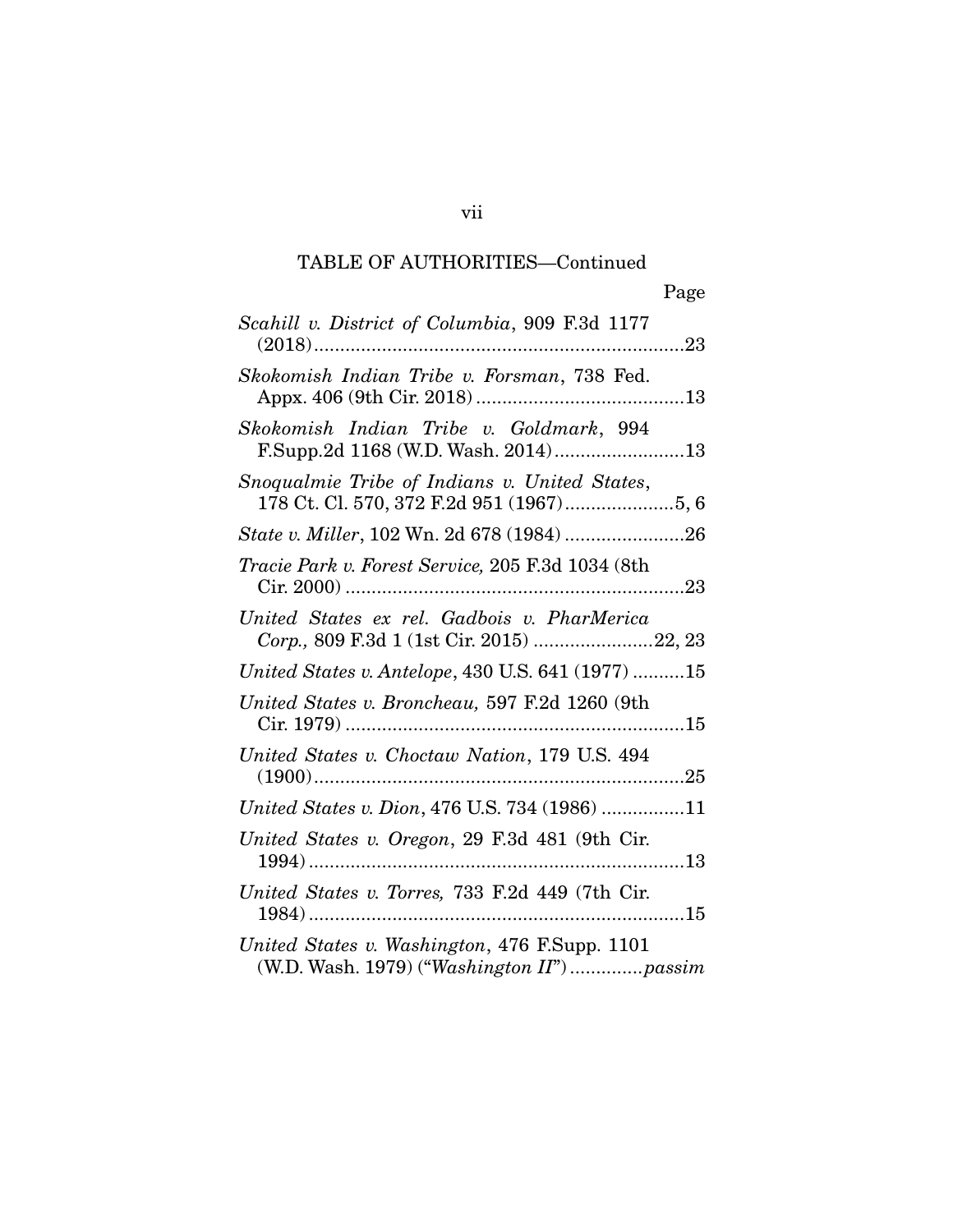TABLE OF AUTHORITIES—Continued

Page

*Scahill v. District of Columbia*, 909 F.3d 1177 (2018)........................................................................23

*Skokomish Indian Tribe v. Forsman*, 738 Fed. Appx. 406 (9th Cir. 2018)........................................13

*Skokomish Indian Tribe v. Goldmark*, 994 F.Supp.2d 1168 (W.D. Wash. 2014)........................13

*Snoqualmie Tribe of Indians v. United States*, 178 Ct. Cl. 570, 372 F.2d 951 (1967)....................5, 6

*State v. Miller*, 102 Wn. 2d 678 (1984).......................26

*Tracie Park v. Forest Service,* 205 F.3d 1034 (8th Cir. 2000)..................................................................23

*United States ex rel. Gadbois v. PharMerica Corp.,* 809 F.3d 1 (1st Cir. 2015).......................22, 23

*United States v. Antelope*, 430 U.S. 641 (1977)..........15

*United States v. Broncheau,* 597 F.2d 1260 (9th Cir. 1979)..................................................................15

*United States v. Choctaw Nation*, 179 U.S. 494 (1900)........................................................................25

*United States v. Dion*, 476 U.S. 734 (1986)................11

*United States v. Oregon*, 29 F.3d 481 (9th Cir. 1994)........................................................................13

*United States v. Torres,* 733 F.2d 449 (7th Cir. 1984)........................................................................15

*United States v. Washington*, 476 F.Supp. 1101 (W.D. Wash. 1979) ("*Washington II*")..............*passim*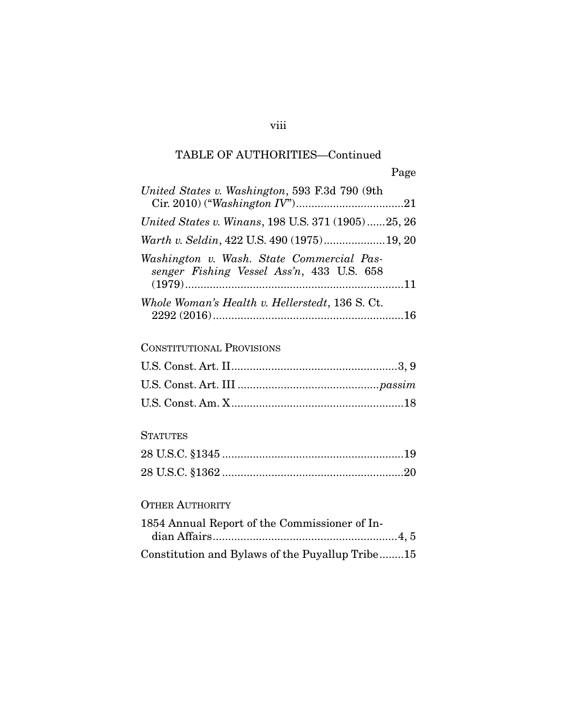TABLE OF AUTHORITIES—Continued

Page

*United States v. Washington*, 593 F.3d 790 (9th Cir. 2010) ("*Washington IV*") .......... 21

*United States v. Winans*, 198 U.S. 371 (1905) ...... 25, 26

*Warth v. Seldin*, 422 U.S. 490 (1975) .......... 19, 20

*Washington v. Wash. State Commercial Passenger Fishing Vessel Ass'n*, 433 U.S. 658 (1979) .......... 11

*Whole Woman's Health v. Hellerstedt*, 136 S. Ct. 2292 (2016) .......... 16

CONSTITUTIONAL PROVISIONS

U.S. Const. Art. II .......... 3, 9

U.S. Const. Art. III .......... *passim*

U.S. Const. Am. X .......... 18

STATUTES

28 U.S.C. §1345 .......... 19

28 U.S.C. §1362 .......... 20

OTHER AUTHORITY

1854 Annual Report of the Commissioner of Indian Affairs .......... 4, 5

Constitution and Bylaws of the Puyallup Tribe .......... 15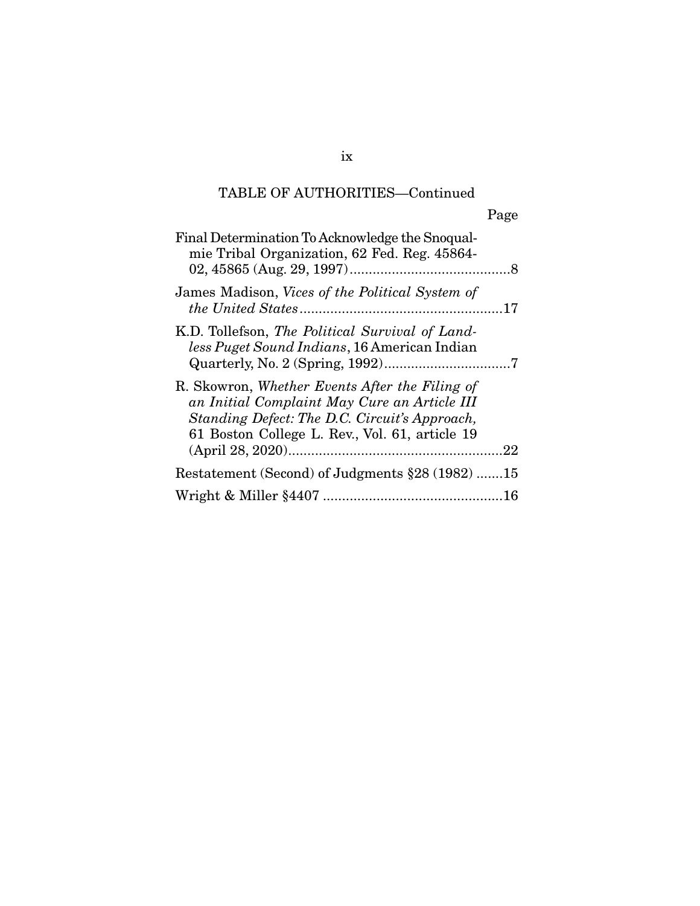TABLE OF AUTHORITIES—Continued

Page

Final Determination To Acknowledge the Snoqualmie Tribal Organization, 62 Fed. Reg. 45864-02, 45865 (Aug. 29, 1997)..........................................8

James Madison, *Vices of the Political System of the United States*.....................................................17

K.D. Tollefson, *The Political Survival of Landless Puget Sound Indians*, 16 American Indian Quarterly, No. 2 (Spring, 1992).................................7

R. Skowron, *Whether Events After the Filing of an Initial Complaint May Cure an Article III Standing Defect: The D.C. Circuit's Approach,* 61 Boston College L. Rev., Vol. 61, article 19 (April 28, 2020)........................................................22

Restatement (Second) of Judgments §28 (1982) .......15

Wright & Miller §4407 ...............................................16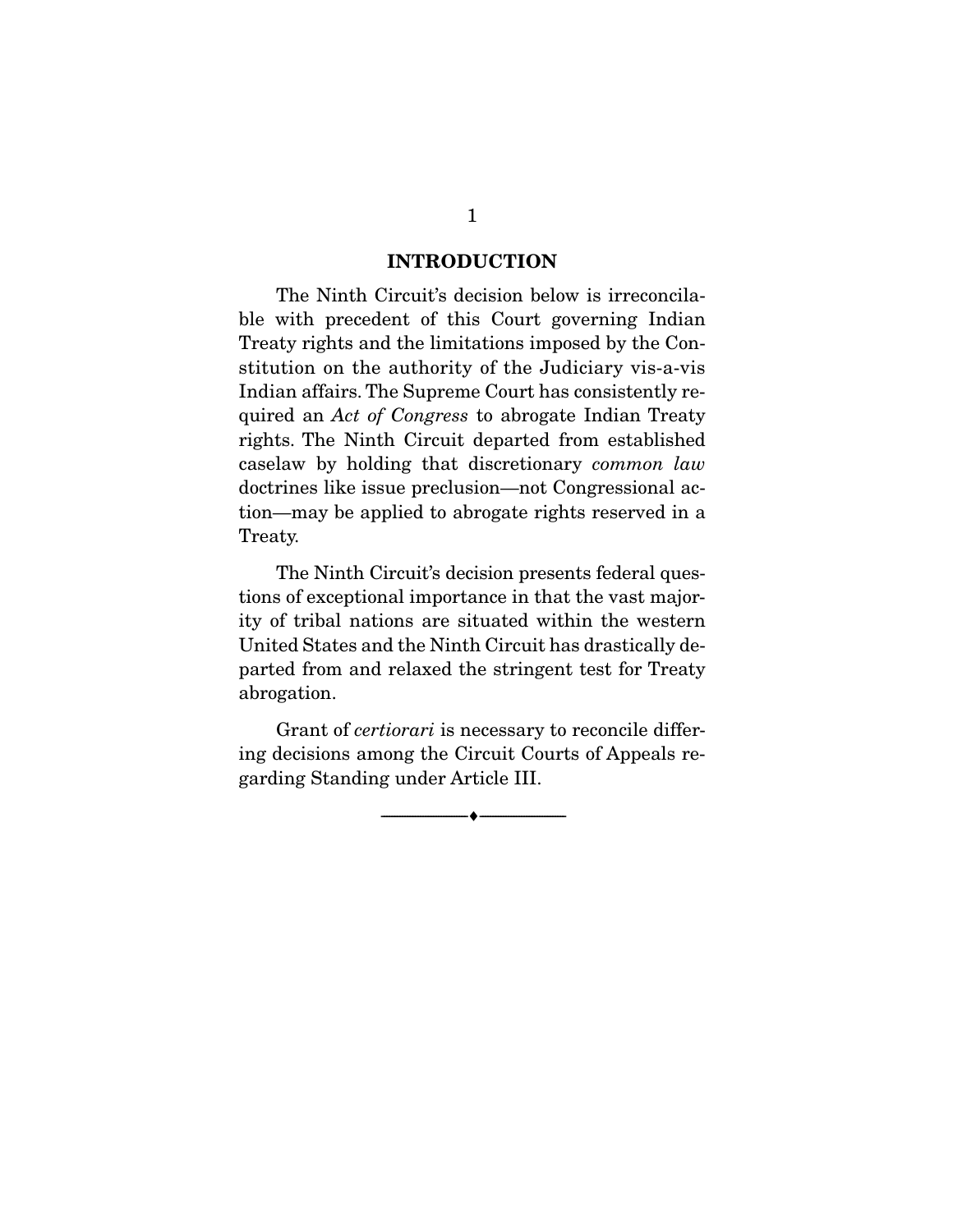## INTRODUCTION

The Ninth Circuit's decision below is irreconcilable with precedent of this Court governing Indian Treaty rights and the limitations imposed by the Constitution on the authority of the Judiciary vis-a-vis Indian affairs. The Supreme Court has consistently required an *Act of Congress* to abrogate Indian Treaty rights. The Ninth Circuit departed from established caselaw by holding that discretionary *common law* doctrines like issue preclusion—not Congressional action—may be applied to abrogate rights reserved in a Treaty.

The Ninth Circuit's decision presents federal questions of exceptional importance in that the vast majority of tribal nations are situated within the western United States and the Ninth Circuit has drastically departed from and relaxed the stringent test for Treaty abrogation.

Grant of *certiorari* is necessary to reconcile differing decisions among the Circuit Courts of Appeals regarding Standing under Article III.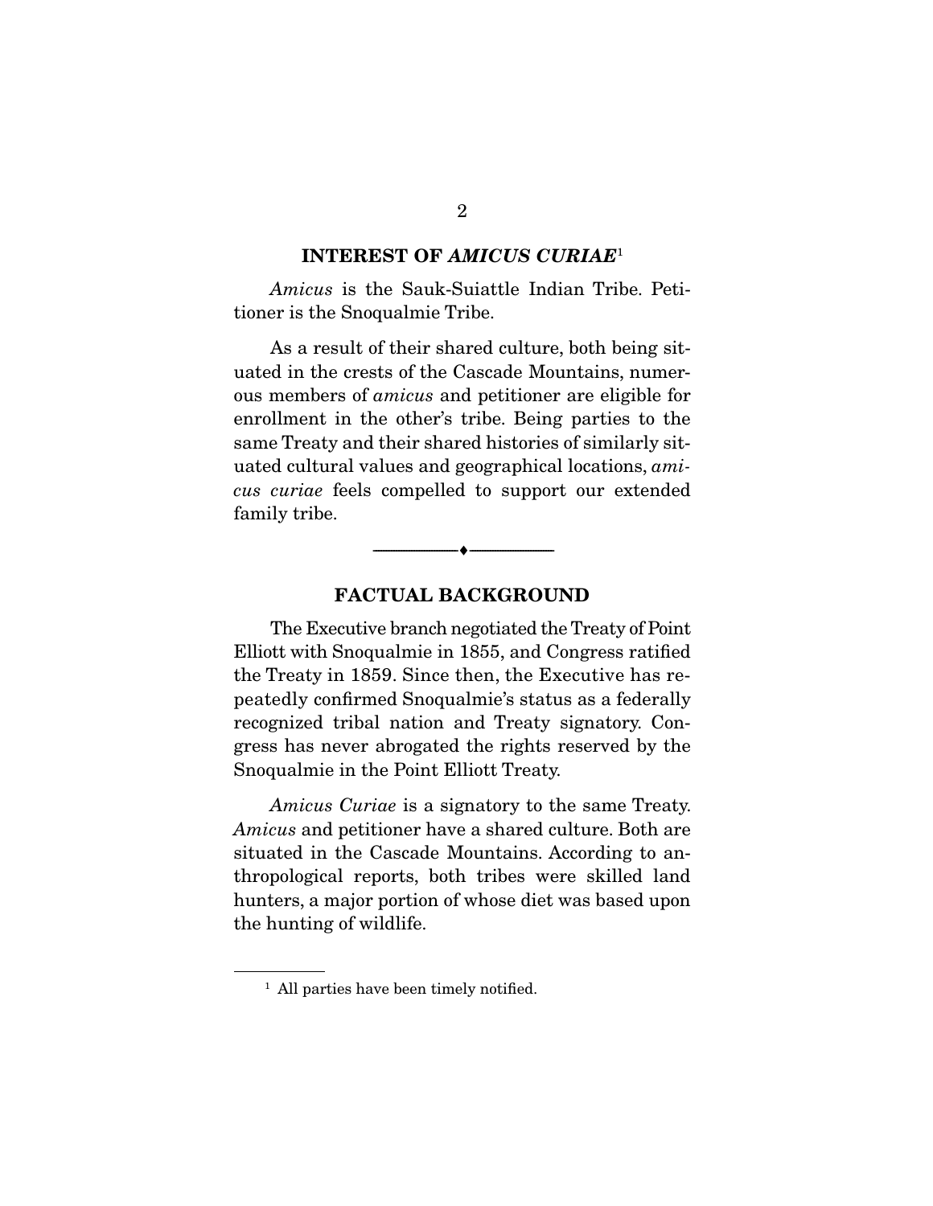## INTEREST OF *AMICUS CURIAE*[1]

*Amicus* is the Sauk-Suiattle Indian Tribe. Petitioner is the Snoqualmie Tribe.

As a result of their shared culture, both being situated in the crests of the Cascade Mountains, numerous members of *amicus* and petitioner are eligible for enrollment in the other's tribe. Being parties to the same Treaty and their shared histories of similarly situated cultural values and geographical locations, *amicus curiae* feels compelled to support our extended family tribe.

---

## FACTUAL BACKGROUND

The Executive branch negotiated the Treaty of Point Elliott with Snoqualmie in 1855, and Congress ratified the Treaty in 1859. Since then, the Executive has repeatedly confirmed Snoqualmie's status as a federally recognized tribal nation and Treaty signatory. Congress has never abrogated the rights reserved by the Snoqualmie in the Point Elliott Treaty.

*Amicus Curiae* is a signatory to the same Treaty. *Amicus* and petitioner have a shared culture. Both are situated in the Cascade Mountains. According to anthropological reports, both tribes were skilled land hunters, a major portion of whose diet was based upon the hunting of wildlife.

[1] All parties have been timely notified.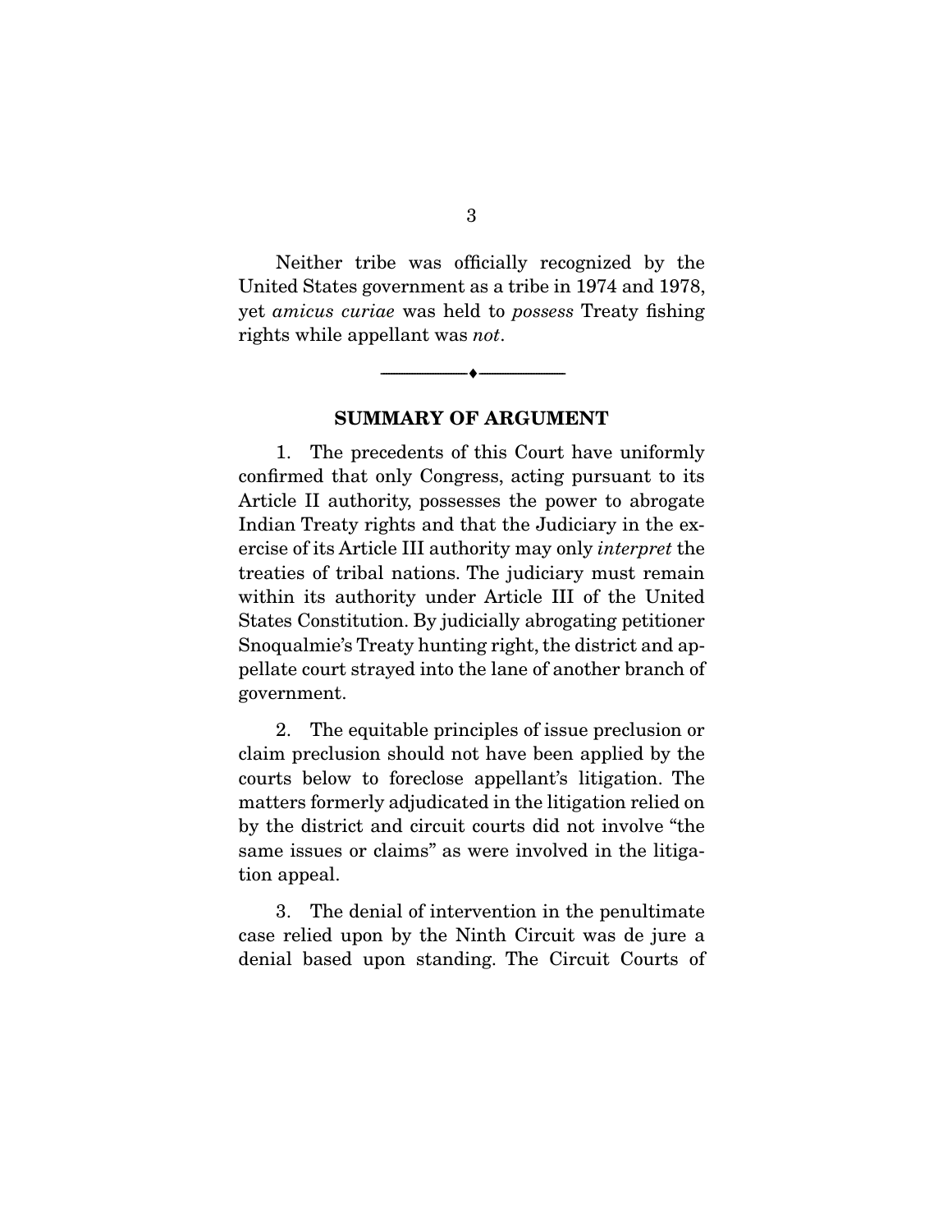Neither tribe was officially recognized by the United States government as a tribe in 1974 and 1978, yet *amicus curiae* was held to *possess* Treaty fishing rights while appellant was *not*.

---

## SUMMARY OF ARGUMENT

1. The precedents of this Court have uniformly confirmed that only Congress, acting pursuant to its Article II authority, possesses the power to abrogate Indian Treaty rights and that the Judiciary in the exercise of its Article III authority may only *interpret* the treaties of tribal nations. The judiciary must remain within its authority under Article III of the United States Constitution. By judicially abrogating petitioner Snoqualmie's Treaty hunting right, the district and appellate court strayed into the lane of another branch of government.

2. The equitable principles of issue preclusion or claim preclusion should not have been applied by the courts below to foreclose appellant's litigation. The matters formerly adjudicated in the litigation relied on by the district and circuit courts did not involve "the same issues or claims" as were involved in the litigation appeal.

3. The denial of intervention in the penultimate case relied upon by the Ninth Circuit was de jure a denial based upon standing. The Circuit Courts of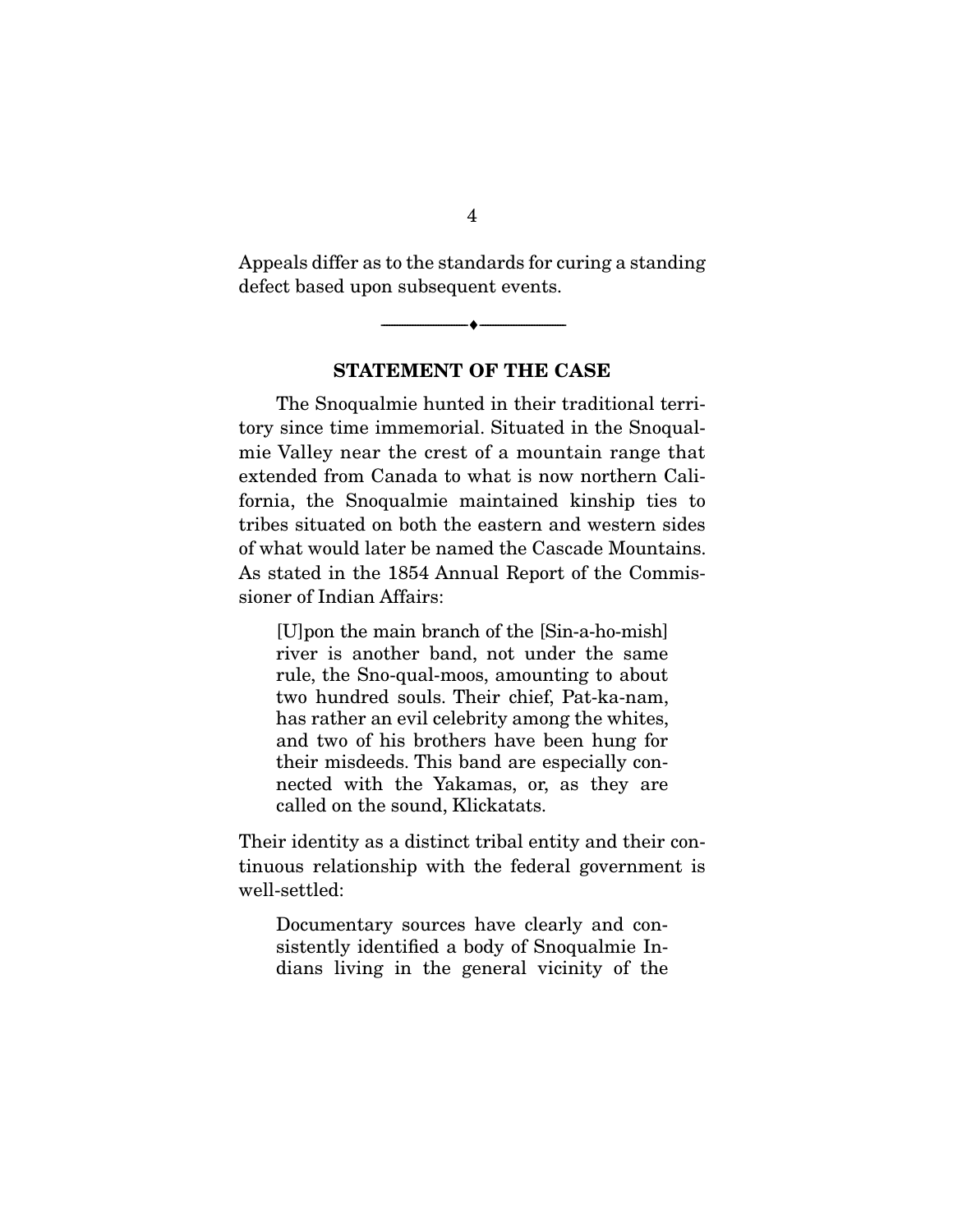Appeals differ as to the standards for curing a standing defect based upon subsequent events.

---

## STATEMENT OF THE CASE

The Snoqualmie hunted in their traditional territory since time immemorial. Situated in the Snoqualmie Valley near the crest of a mountain range that extended from Canada to what is now northern California, the Snoqualmie maintained kinship ties to tribes situated on both the eastern and western sides of what would later be named the Cascade Mountains. As stated in the 1854 Annual Report of the Commissioner of Indian Affairs:

> [U]pon the main branch of the [Sin-a-ho-mish] river is another band, not under the same rule, the Sno-qual-moos, amounting to about two hundred souls. Their chief, Pat-ka-nam, has rather an evil celebrity among the whites, and two of his brothers have been hung for their misdeeds. This band are especially connected with the Yakamas, or, as they are called on the sound, Klickatats.

Their identity as a distinct tribal entity and their continuous relationship with the federal government is well-settled:

> Documentary sources have clearly and consistently identified a body of Snoqualmie Indians living in the general vicinity of the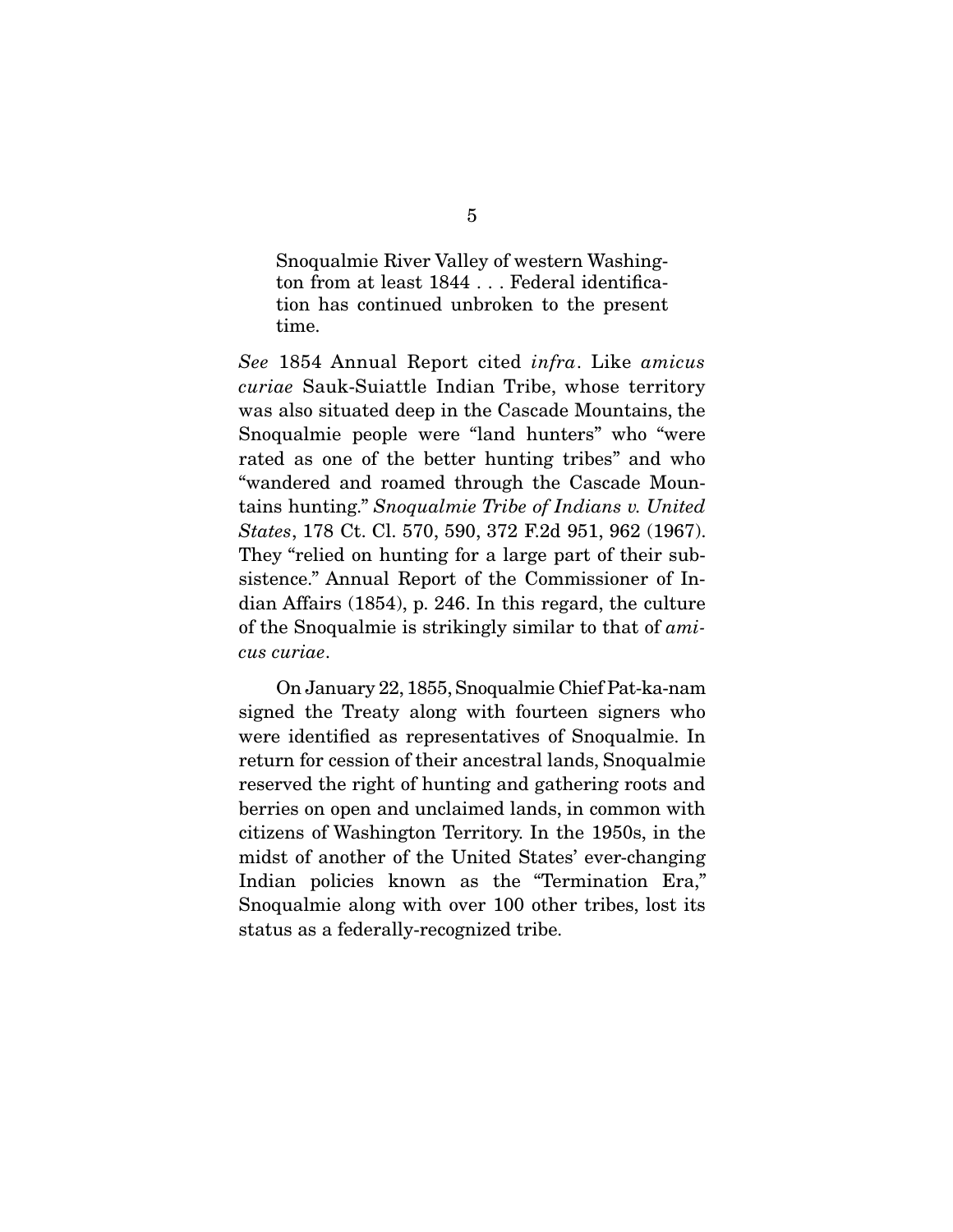> Snoqualmie River Valley of western Washington from at least 1844 . . . Federal identification has continued unbroken to the present time.

*See* 1854 Annual Report cited *infra*. Like *amicus curiae* Sauk-Suiattle Indian Tribe, whose territory was also situated deep in the Cascade Mountains, the Snoqualmie people were "land hunters" who "were rated as one of the better hunting tribes" and who "wandered and roamed through the Cascade Mountains hunting." *Snoqualmie Tribe of Indians v. United States*, 178 Ct. Cl. 570, 590, 372 F.2d 951, 962 (1967). They "relied on hunting for a large part of their subsistence." Annual Report of the Commissioner of Indian Affairs (1854), p. 246. In this regard, the culture of the Snoqualmie is strikingly similar to that of *amicus curiae*.

On January 22, 1855, Snoqualmie Chief Pat-ka-nam signed the Treaty along with fourteen signers who were identified as representatives of Snoqualmie. In return for cession of their ancestral lands, Snoqualmie reserved the right of hunting and gathering roots and berries on open and unclaimed lands, in common with citizens of Washington Territory. In the 1950s, in the midst of another of the United States' ever-changing Indian policies known as the "Termination Era," Snoqualmie along with over 100 other tribes, lost its status as a federally-recognized tribe.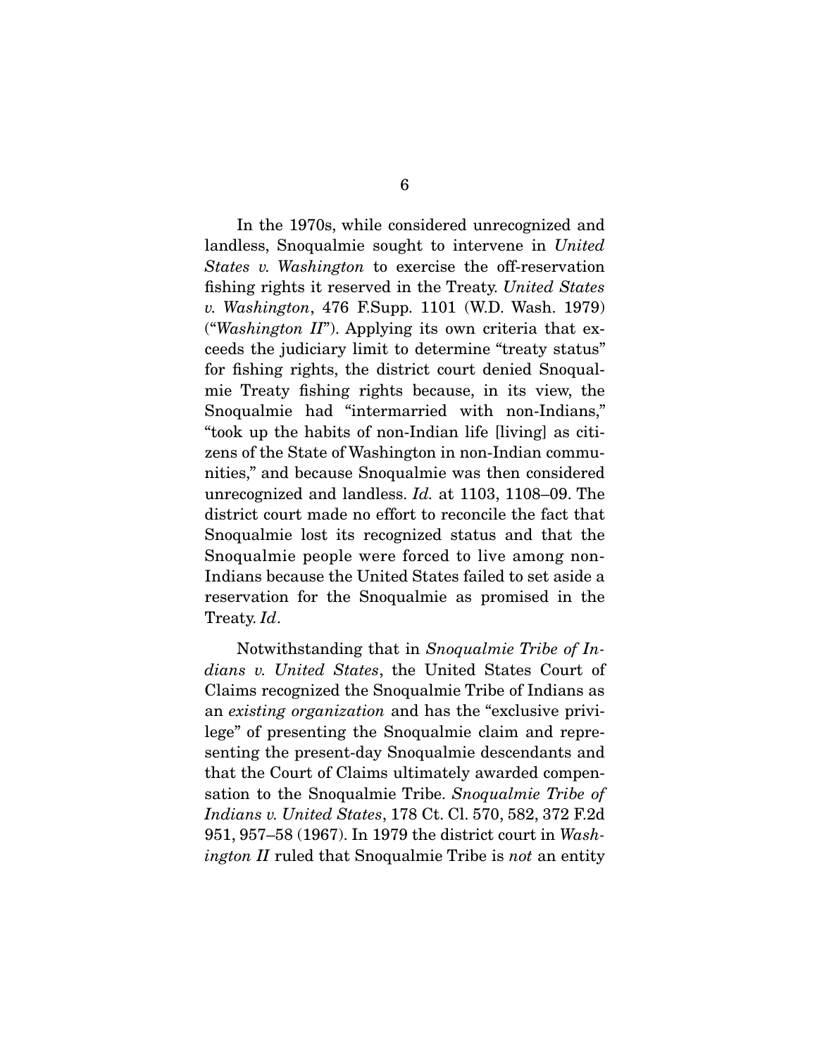In the 1970s, while considered unrecognized and landless, Snoqualmie sought to intervene in *United States v. Washington* to exercise the off-reservation fishing rights it reserved in the Treaty. *United States v. Washington*, 476 F.Supp. 1101 (W.D. Wash. 1979) ("*Washington II*"). Applying its own criteria that exceeds the judiciary limit to determine "treaty status" for fishing rights, the district court denied Snoqualmie Treaty fishing rights because, in its view, the Snoqualmie had "intermarried with non-Indians," "took up the habits of non-Indian life [living] as citizens of the State of Washington in non-Indian communities," and because Snoqualmie was then considered unrecognized and landless. *Id.* at 1103, 1108–09. The district court made no effort to reconcile the fact that Snoqualmie lost its recognized status and that the Snoqualmie people were forced to live among non-Indians because the United States failed to set aside a reservation for the Snoqualmie as promised in the Treaty. *Id*.

Notwithstanding that in *Snoqualmie Tribe of Indians v. United States*, the United States Court of Claims recognized the Snoqualmie Tribe of Indians as an *existing organization* and has the "exclusive privilege" of presenting the Snoqualmie claim and representing the present-day Snoqualmie descendants and that the Court of Claims ultimately awarded compensation to the Snoqualmie Tribe. *Snoqualmie Tribe of Indians v. United States*, 178 Ct. Cl. 570, 582, 372 F.2d 951, 957–58 (1967). In 1979 the district court in *Washington II* ruled that Snoqualmie Tribe is *not* an entity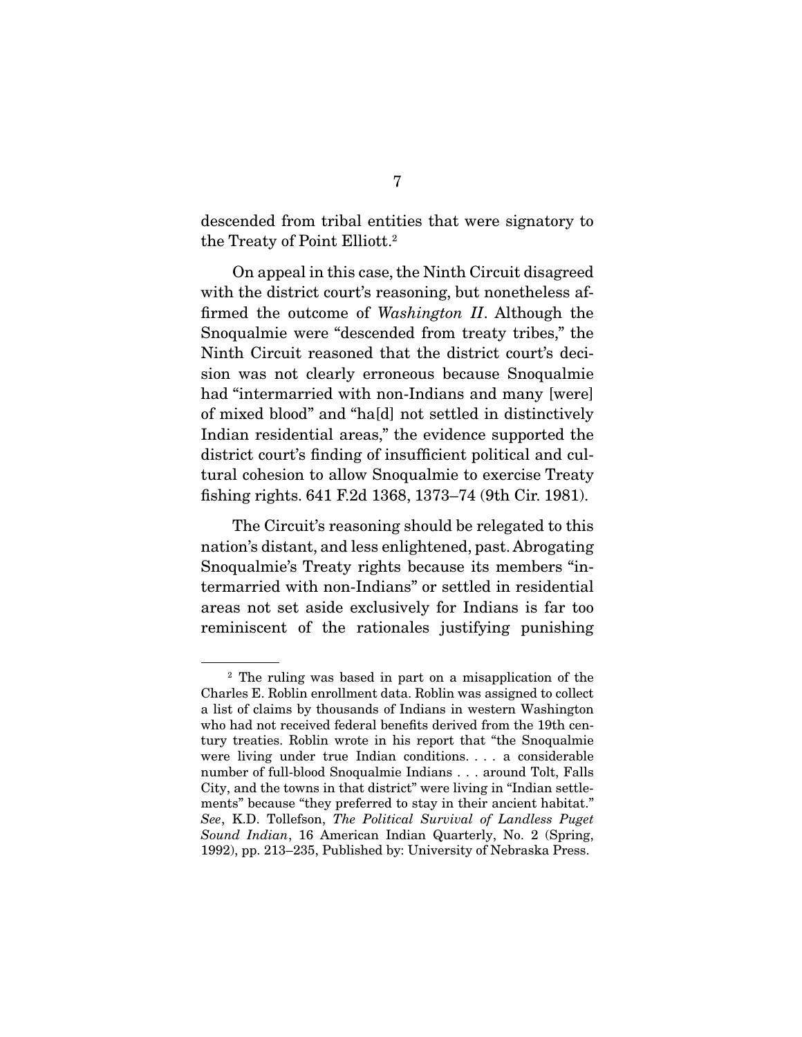descended from tribal entities that were signatory to the Treaty of Point Elliott.[2]

On appeal in this case, the Ninth Circuit disagreed with the district court's reasoning, but nonetheless affirmed the outcome of *Washington II*. Although the Snoqualmie were "descended from treaty tribes," the Ninth Circuit reasoned that the district court's decision was not clearly erroneous because Snoqualmie had "intermarried with non-Indians and many [were] of mixed blood" and "ha[d] not settled in distinctively Indian residential areas," the evidence supported the district court's finding of insufficient political and cultural cohesion to allow Snoqualmie to exercise Treaty fishing rights. 641 F.2d 1368, 1373–74 (9th Cir. 1981).

The Circuit's reasoning should be relegated to this nation's distant, and less enlightened, past. Abrogating Snoqualmie's Treaty rights because its members "intermarried with non-Indians" or settled in residential areas not set aside exclusively for Indians is far too reminiscent of the rationales justifying punishing

---

[2] The ruling was based in part on a misapplication of the Charles E. Roblin enrollment data. Roblin was assigned to collect a list of claims by thousands of Indians in western Washington who had not received federal benefits derived from the 19th century treaties. Roblin wrote in his report that "the Snoqualmie were living under true Indian conditions. . . . a considerable number of full-blood Snoqualmie Indians . . . around Tolt, Falls City, and the towns in that district" were living in "Indian settlements" because "they preferred to stay in their ancient habitat." *See*, K.D. Tollefson, *The Political Survival of Landless Puget Sound Indian*, 16 American Indian Quarterly, No. 2 (Spring, 1992), pp. 213–235, Published by: University of Nebraska Press.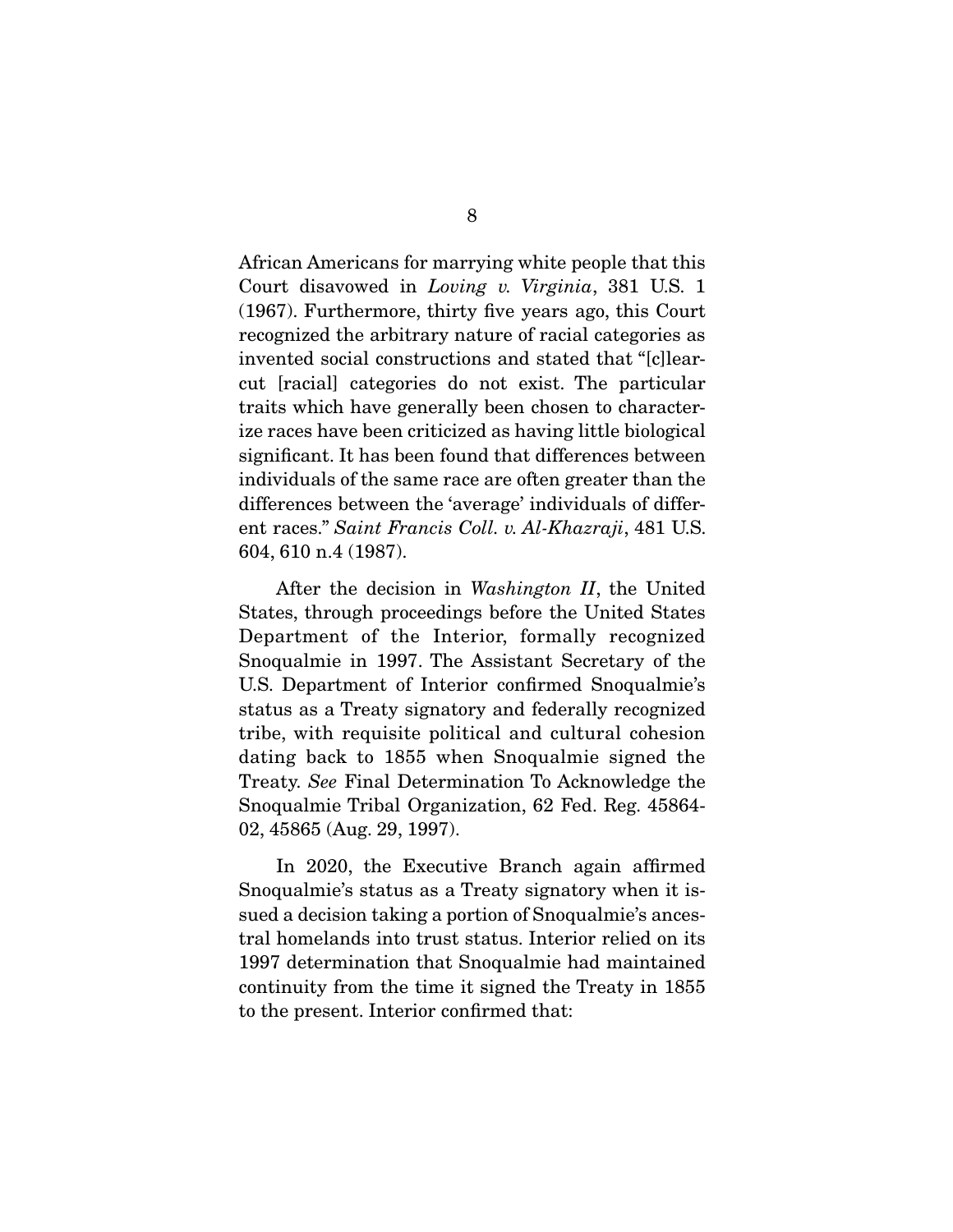African Americans for marrying white people that this Court disavowed in *Loving v. Virginia*, 381 U.S. 1 (1967). Furthermore, thirty five years ago, this Court recognized the arbitrary nature of racial categories as invented social constructions and stated that "[c]lear-cut [racial] categories do not exist. The particular traits which have generally been chosen to characterize races have been criticized as having little biological significant. It has been found that differences between individuals of the same race are often greater than the differences between the 'average' individuals of different races." *Saint Francis Coll. v. Al-Khazraji*, 481 U.S. 604, 610 n.4 (1987).

After the decision in *Washington II*, the United States, through proceedings before the United States Department of the Interior, formally recognized Snoqualmie in 1997. The Assistant Secretary of the U.S. Department of Interior confirmed Snoqualmie's status as a Treaty signatory and federally recognized tribe, with requisite political and cultural cohesion dating back to 1855 when Snoqualmie signed the Treaty. *See* Final Determination To Acknowledge the Snoqualmie Tribal Organization, 62 Fed. Reg. 45864-02, 45865 (Aug. 29, 1997).

In 2020, the Executive Branch again affirmed Snoqualmie's status as a Treaty signatory when it issued a decision taking a portion of Snoqualmie's ancestral homelands into trust status. Interior relied on its 1997 determination that Snoqualmie had maintained continuity from the time it signed the Treaty in 1855 to the present. Interior confirmed that: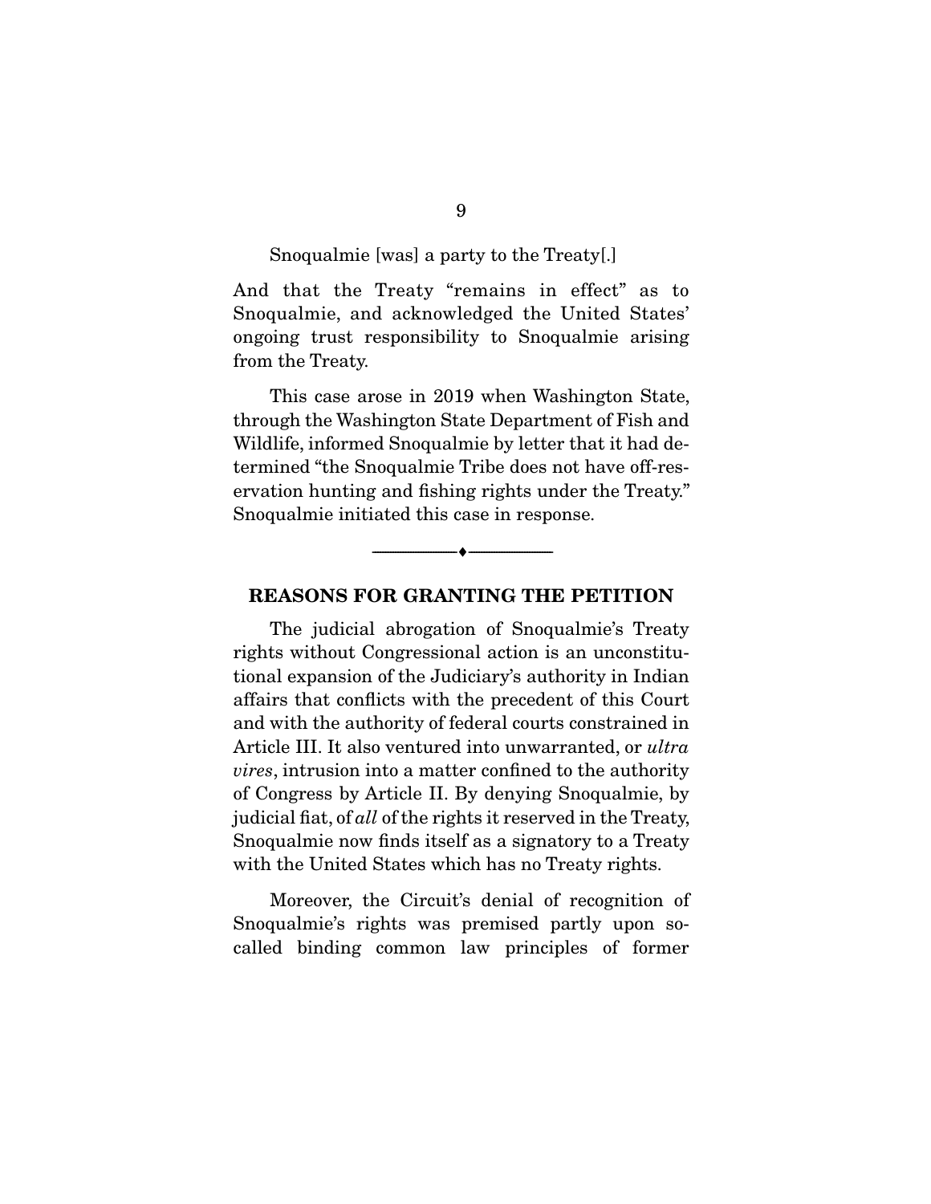Snoqualmie [was] a party to the Treaty[.]

And that the Treaty "remains in effect" as to Snoqualmie, and acknowledged the United States' ongoing trust responsibility to Snoqualmie arising from the Treaty.

This case arose in 2019 when Washington State, through the Washington State Department of Fish and Wildlife, informed Snoqualmie by letter that it had determined "the Snoqualmie Tribe does not have off-reservation hunting and fishing rights under the Treaty." Snoqualmie initiated this case in response.

---

## REASONS FOR GRANTING THE PETITION

The judicial abrogation of Snoqualmie's Treaty rights without Congressional action is an unconstitutional expansion of the Judiciary's authority in Indian affairs that conflicts with the precedent of this Court and with the authority of federal courts constrained in Article III. It also ventured into unwarranted, or *ultra vires*, intrusion into a matter confined to the authority of Congress by Article II. By denying Snoqualmie, by judicial fiat, of *all* of the rights it reserved in the Treaty, Snoqualmie now finds itself as a signatory to a Treaty with the United States which has no Treaty rights.

Moreover, the Circuit's denial of recognition of Snoqualmie's rights was premised partly upon so-called binding common law principles of former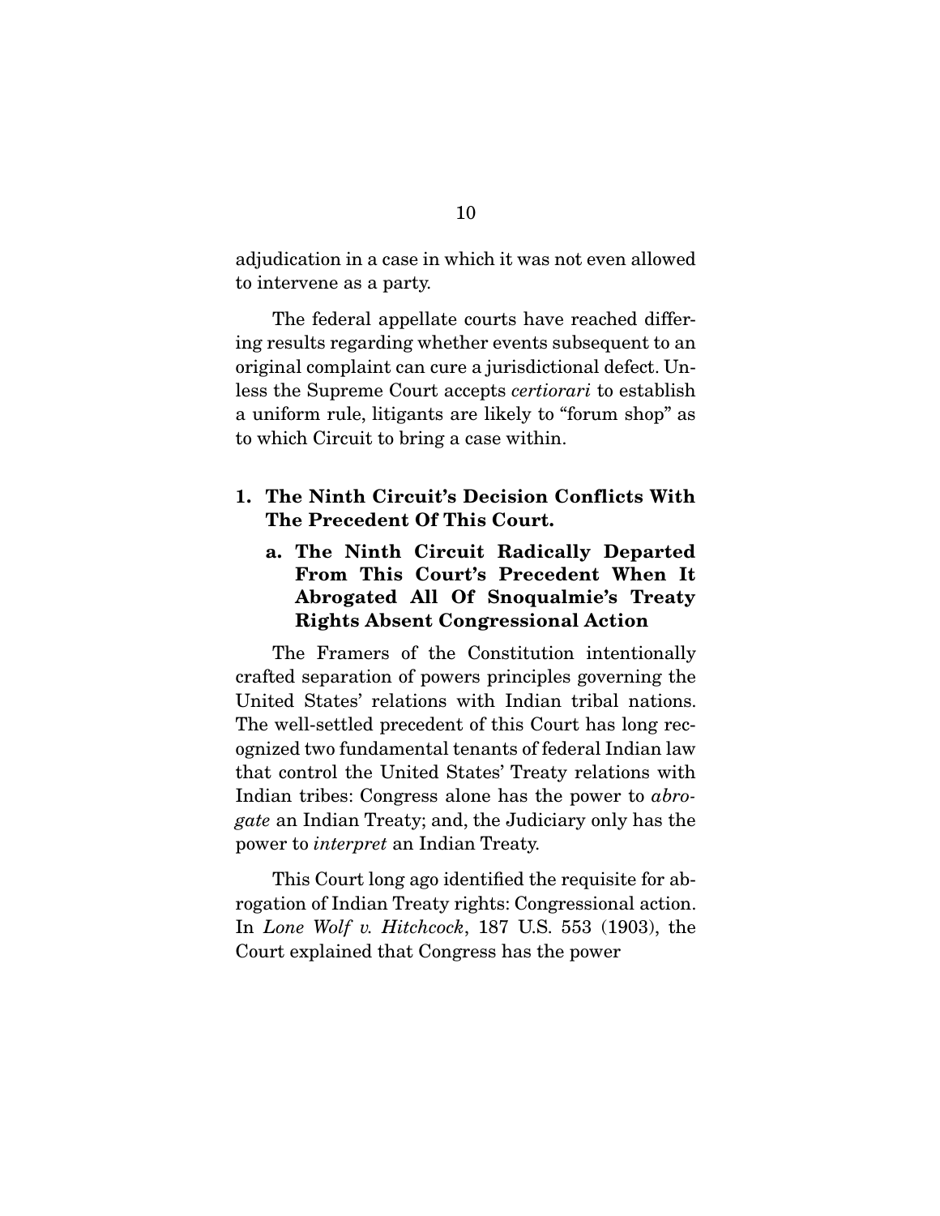adjudication in a case in which it was not even allowed to intervene as a party.

The federal appellate courts have reached differing results regarding whether events subsequent to an original complaint can cure a jurisdictional defect. Unless the Supreme Court accepts *certiorari* to establish a uniform rule, litigants are likely to "forum shop" as to which Circuit to bring a case within.

### 1. The Ninth Circuit's Decision Conflicts With The Precedent Of This Court.

#### a. The Ninth Circuit Radically Departed From This Court's Precedent When It Abrogated All Of Snoqualmie's Treaty Rights Absent Congressional Action

The Framers of the Constitution intentionally crafted separation of powers principles governing the United States' relations with Indian tribal nations. The well-settled precedent of this Court has long recognized two fundamental tenants of federal Indian law that control the United States' Treaty relations with Indian tribes: Congress alone has the power to *abrogate* an Indian Treaty; and, the Judiciary only has the power to *interpret* an Indian Treaty.

This Court long ago identified the requisite for abrogation of Indian Treaty rights: Congressional action. In *Lone Wolf v. Hitchcock*, 187 U.S. 553 (1903), the Court explained that Congress has the power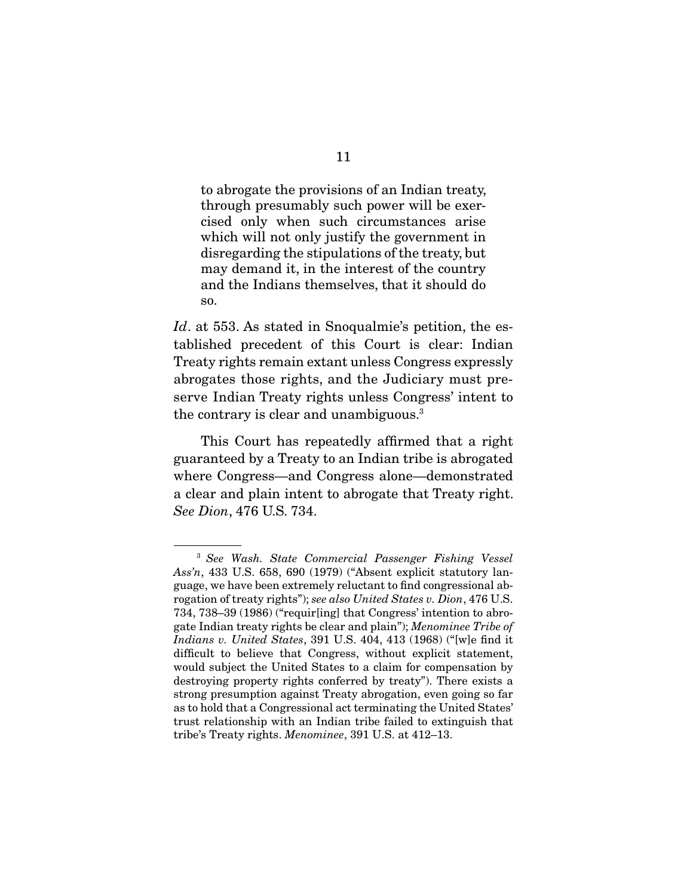> to abrogate the provisions of an Indian treaty, through presumably such power will be exercised only when such circumstances arise which will not only justify the government in disregarding the stipulations of the treaty, but may demand it, in the interest of the country and the Indians themselves, that it should do so.

*Id*. at 553. As stated in Snoqualmie's petition, the established precedent of this Court is clear: Indian Treaty rights remain extant unless Congress expressly abrogates those rights, and the Judiciary must preserve Indian Treaty rights unless Congress' intent to the contrary is clear and unambiguous.[3]

This Court has repeatedly affirmed that a right guaranteed by a Treaty to an Indian tribe is abrogated where Congress—and Congress alone—demonstrated a clear and plain intent to abrogate that Treaty right. *See Dion*, 476 U.S. 734.

---

[3] *See Wash. State Commercial Passenger Fishing Vessel Ass'n*, 433 U.S. 658, 690 (1979) ("Absent explicit statutory language, we have been extremely reluctant to find congressional abrogation of treaty rights"); *see also United States v. Dion*, 476 U.S. 734, 738–39 (1986) ("requir[ing] that Congress' intention to abrogate Indian treaty rights be clear and plain"); *Menominee Tribe of Indians v. United States*, 391 U.S. 404, 413 (1968) ("[w]e find it difficult to believe that Congress, without explicit statement, would subject the United States to a claim for compensation by destroying property rights conferred by treaty"). There exists a strong presumption against Treaty abrogation, even going so far as to hold that a Congressional act terminating the United States' trust relationship with an Indian tribe failed to extinguish that tribe's Treaty rights. *Menominee*, 391 U.S. at 412–13.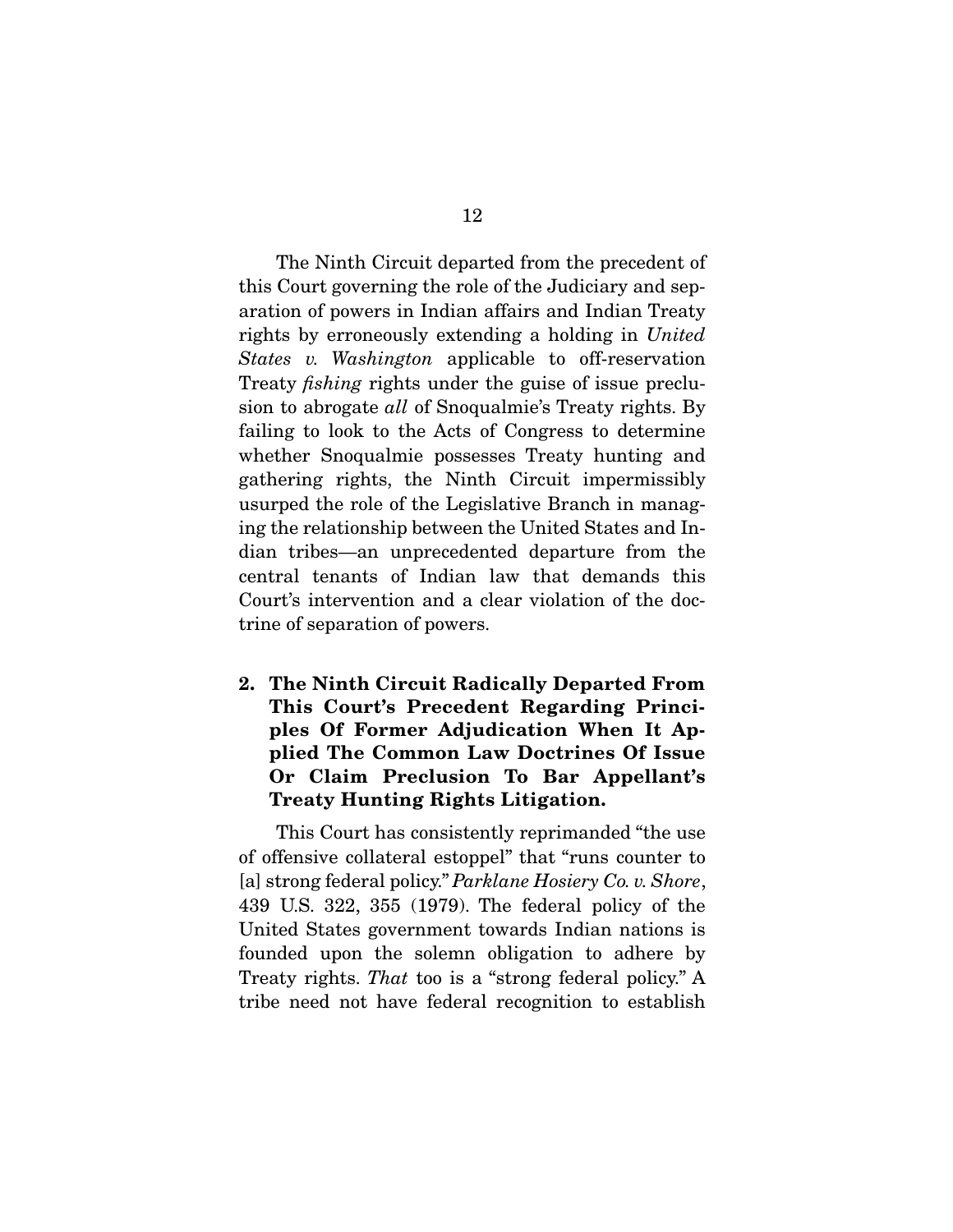The Ninth Circuit departed from the precedent of this Court governing the role of the Judiciary and separation of powers in Indian affairs and Indian Treaty rights by erroneously extending a holding in *United States v. Washington* applicable to off-reservation Treaty *fishing* rights under the guise of issue preclusion to abrogate *all* of Snoqualmie's Treaty rights. By failing to look to the Acts of Congress to determine whether Snoqualmie possesses Treaty hunting and gathering rights, the Ninth Circuit impermissibly usurped the role of the Legislative Branch in managing the relationship between the United States and Indian tribes—an unprecedented departure from the central tenants of Indian law that demands this Court's intervention and a clear violation of the doctrine of separation of powers.

**2. The Ninth Circuit Radically Departed From This Court's Precedent Regarding Principles Of Former Adjudication When It Applied The Common Law Doctrines Of Issue Or Claim Preclusion To Bar Appellant's Treaty Hunting Rights Litigation.**

This Court has consistently reprimanded "the use of offensive collateral estoppel" that "runs counter to [a] strong federal policy." *Parklane Hosiery Co. v. Shore*, 439 U.S. 322, 355 (1979). The federal policy of the United States government towards Indian nations is founded upon the solemn obligation to adhere by Treaty rights. *That* too is a "strong federal policy." A tribe need not have federal recognition to establish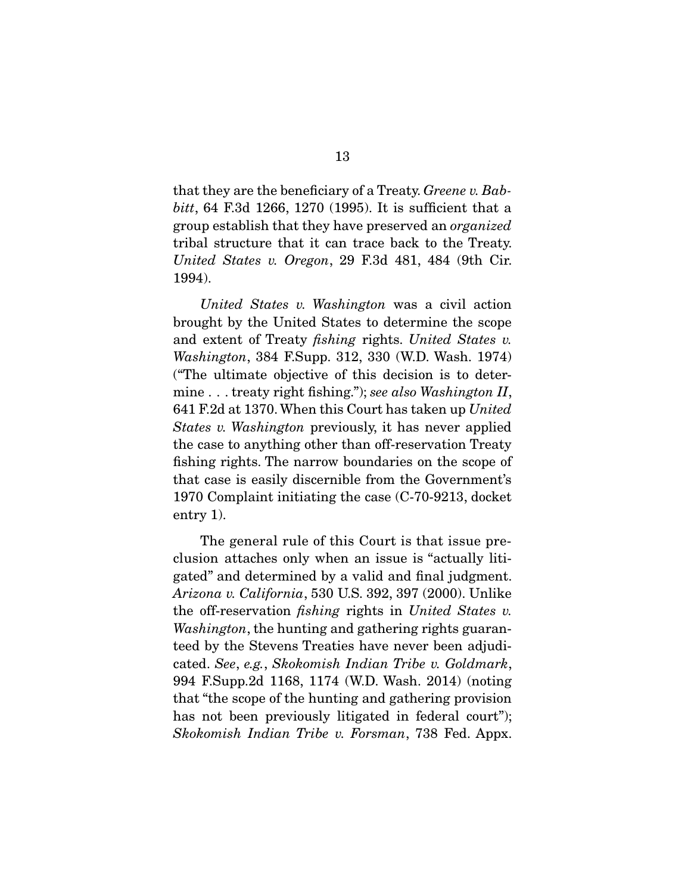that they are the beneficiary of a Treaty. *Greene v. Babbitt*, 64 F.3d 1266, 1270 (1995). It is sufficient that a group establish that they have preserved an *organized* tribal structure that it can trace back to the Treaty. *United States v. Oregon*, 29 F.3d 481, 484 (9th Cir. 1994).

*United States v. Washington* was a civil action brought by the United States to determine the scope and extent of Treaty *fishing* rights. *United States v. Washington*, 384 F.Supp. 312, 330 (W.D. Wash. 1974) ("The ultimate objective of this decision is to determine . . . treaty right fishing."); *see also Washington II*, 641 F.2d at 1370. When this Court has taken up *United States v. Washington* previously, it has never applied the case to anything other than off-reservation Treaty fishing rights. The narrow boundaries on the scope of that case is easily discernible from the Government's 1970 Complaint initiating the case (C-70-9213, docket entry 1).

The general rule of this Court is that issue preclusion attaches only when an issue is "actually litigated" and determined by a valid and final judgment. *Arizona v. California*, 530 U.S. 392, 397 (2000). Unlike the off-reservation *fishing* rights in *United States v. Washington*, the hunting and gathering rights guaranteed by the Stevens Treaties have never been adjudicated. *See*, *e.g.*, *Skokomish Indian Tribe v. Goldmark*, 994 F.Supp.2d 1168, 1174 (W.D. Wash. 2014) (noting that "the scope of the hunting and gathering provision has not been previously litigated in federal court"); *Skokomish Indian Tribe v. Forsman*, 738 Fed. Appx.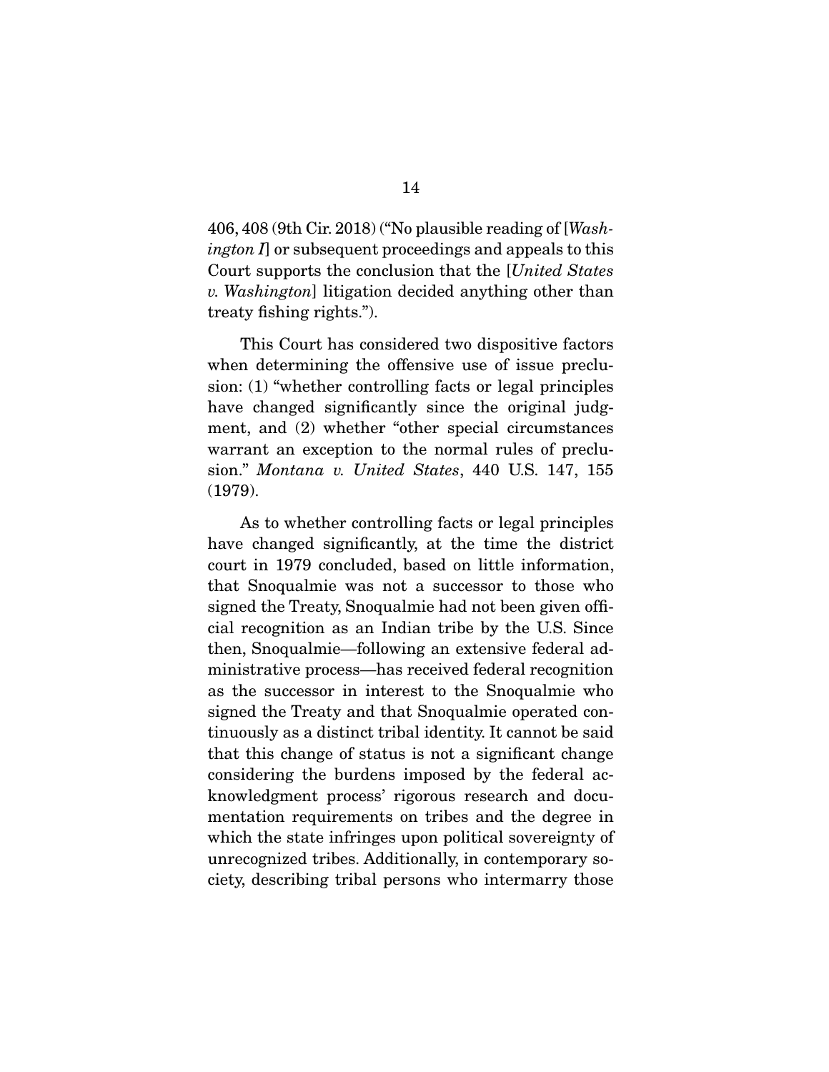406, 408 (9th Cir. 2018) ("No plausible reading of [*Washington I*] or subsequent proceedings and appeals to this Court supports the conclusion that the [*United States v. Washington*] litigation decided anything other than treaty fishing rights.").

This Court has considered two dispositive factors when determining the offensive use of issue preclusion: (1) "whether controlling facts or legal principles have changed significantly since the original judgment, and (2) whether "other special circumstances warrant an exception to the normal rules of preclusion." *Montana v. United States*, 440 U.S. 147, 155 (1979).

As to whether controlling facts or legal principles have changed significantly, at the time the district court in 1979 concluded, based on little information, that Snoqualmie was not a successor to those who signed the Treaty, Snoqualmie had not been given official recognition as an Indian tribe by the U.S. Since then, Snoqualmie—following an extensive federal administrative process—has received federal recognition as the successor in interest to the Snoqualmie who signed the Treaty and that Snoqualmie operated continuously as a distinct tribal identity. It cannot be said that this change of status is not a significant change considering the burdens imposed by the federal acknowledgment process' rigorous research and documentation requirements on tribes and the degree in which the state infringes upon political sovereignty of unrecognized tribes. Additionally, in contemporary society, describing tribal persons who intermarry those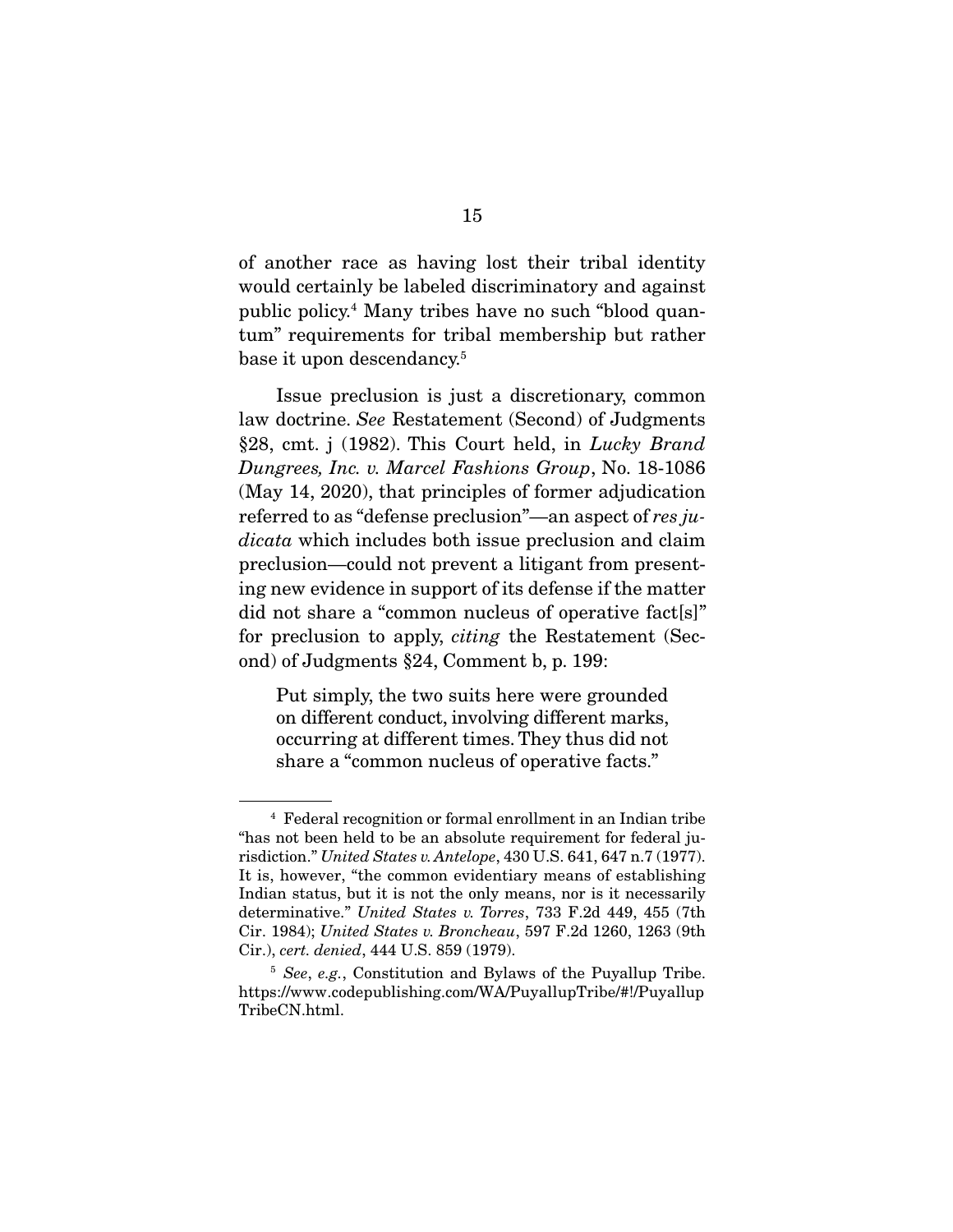of another race as having lost their tribal identity would certainly be labeled discriminatory and against public policy.[4] Many tribes have no such "blood quantum" requirements for tribal membership but rather base it upon descendancy.[5]

Issue preclusion is just a discretionary, common law doctrine. *See* Restatement (Second) of Judgments §28, cmt. j (1982). This Court held, in *Lucky Brand Dungrees, Inc. v. Marcel Fashions Group*, No. 18-1086 (May 14, 2020), that principles of former adjudication referred to as "defense preclusion"—an aspect of *res judicata* which includes both issue preclusion and claim preclusion—could not prevent a litigant from presenting new evidence in support of its defense if the matter did not share a "common nucleus of operative fact[s]" for preclusion to apply, *citing* the Restatement (Second) of Judgments §24, Comment b, p. 199:

> Put simply, the two suits here were grounded on different conduct, involving different marks, occurring at different times. They thus did not share a "common nucleus of operative facts."

---

[4] Federal recognition or formal enrollment in an Indian tribe "has not been held to be an absolute requirement for federal jurisdiction." *United States v. Antelope*, 430 U.S. 641, 647 n.7 (1977). It is, however, "the common evidentiary means of establishing Indian status, but it is not the only means, nor is it necessarily determinative." *United States v. Torres*, 733 F.2d 449, 455 (7th Cir. 1984); *United States v. Broncheau*, 597 F.2d 1260, 1263 (9th Cir.), *cert. denied*, 444 U.S. 859 (1979).

[5] *See*, *e.g.*, Constitution and Bylaws of the Puyallup Tribe. https://www.codepublishing.com/WA/PuyallupTribe/#!/PuyallupTribeCN.html.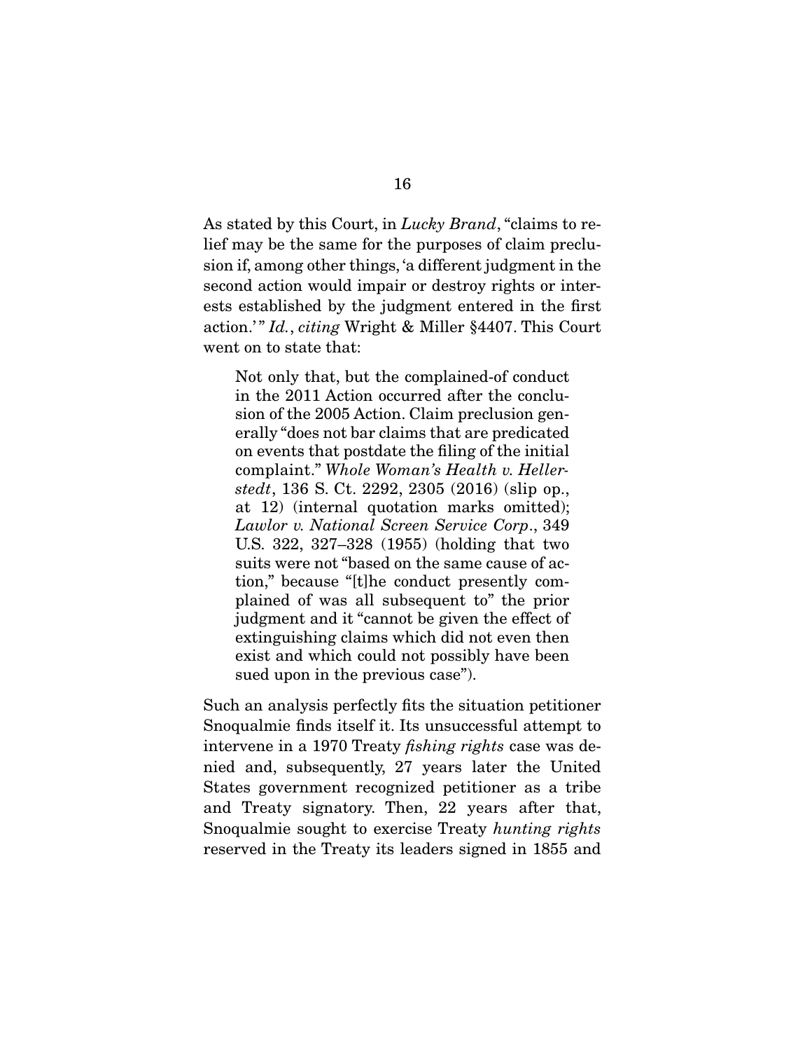As stated by this Court, in *Lucky Brand*, "claims to relief may be the same for the purposes of claim preclusion if, among other things, 'a different judgment in the second action would impair or destroy rights or interests established by the judgment entered in the first action.'" *Id.*, *citing* Wright & Miller §4407. This Court went on to state that:

> Not only that, but the complained-of conduct in the 2011 Action occurred after the conclusion of the 2005 Action. Claim preclusion generally "does not bar claims that are predicated on events that postdate the filing of the initial complaint." *Whole Woman's Health v. Hellerstedt*, 136 S. Ct. 2292, 2305 (2016) (slip op., at 12) (internal quotation marks omitted); *Lawlor v. National Screen Service Corp.*, 349 U.S. 322, 327–328 (1955) (holding that two suits were not "based on the same cause of action," because "[t]he conduct presently complained of was all subsequent to" the prior judgment and it "cannot be given the effect of extinguishing claims which did not even then exist and which could not possibly have been sued upon in the previous case").

Such an analysis perfectly fits the situation petitioner Snoqualmie finds itself it. Its unsuccessful attempt to intervene in a 1970 Treaty *fishing rights* case was denied and, subsequently, 27 years later the United States government recognized petitioner as a tribe and Treaty signatory. Then, 22 years after that, Snoqualmie sought to exercise Treaty *hunting rights* reserved in the Treaty its leaders signed in 1855 and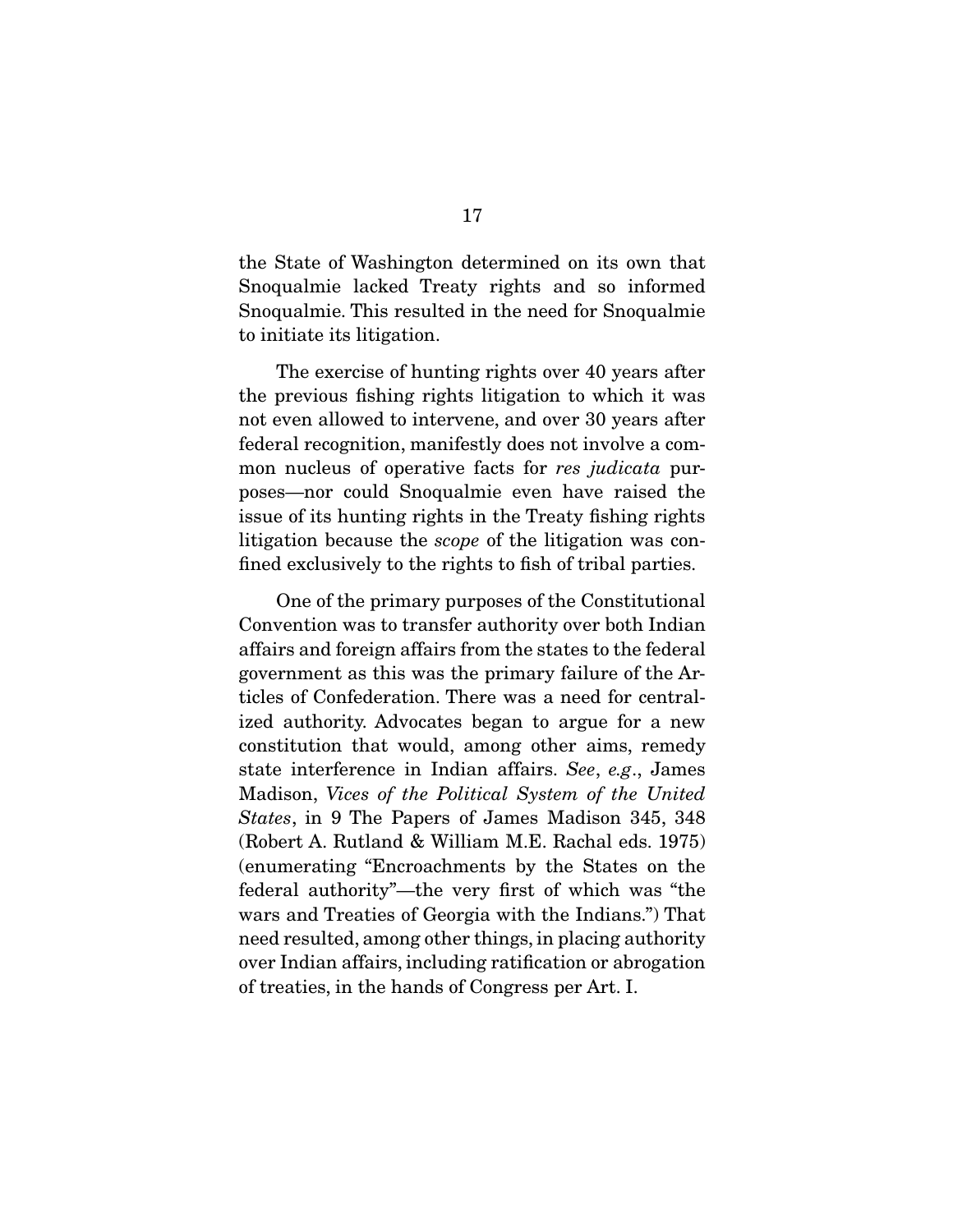the State of Washington determined on its own that Snoqualmie lacked Treaty rights and so informed Snoqualmie. This resulted in the need for Snoqualmie to initiate its litigation.

The exercise of hunting rights over 40 years after the previous fishing rights litigation to which it was not even allowed to intervene, and over 30 years after federal recognition, manifestly does not involve a common nucleus of operative facts for *res judicata* purposes—nor could Snoqualmie even have raised the issue of its hunting rights in the Treaty fishing rights litigation because the *scope* of the litigation was confined exclusively to the rights to fish of tribal parties.

One of the primary purposes of the Constitutional Convention was to transfer authority over both Indian affairs and foreign affairs from the states to the federal government as this was the primary failure of the Articles of Confederation. There was a need for centralized authority. Advocates began to argue for a new constitution that would, among other aims, remedy state interference in Indian affairs. *See*, *e.g*., James Madison, *Vices of the Political System of the United States*, in 9 The Papers of James Madison 345, 348 (Robert A. Rutland & William M.E. Rachal eds. 1975) (enumerating "Encroachments by the States on the federal authority"—the very first of which was "the wars and Treaties of Georgia with the Indians.") That need resulted, among other things, in placing authority over Indian affairs, including ratification or abrogation of treaties, in the hands of Congress per Art. I.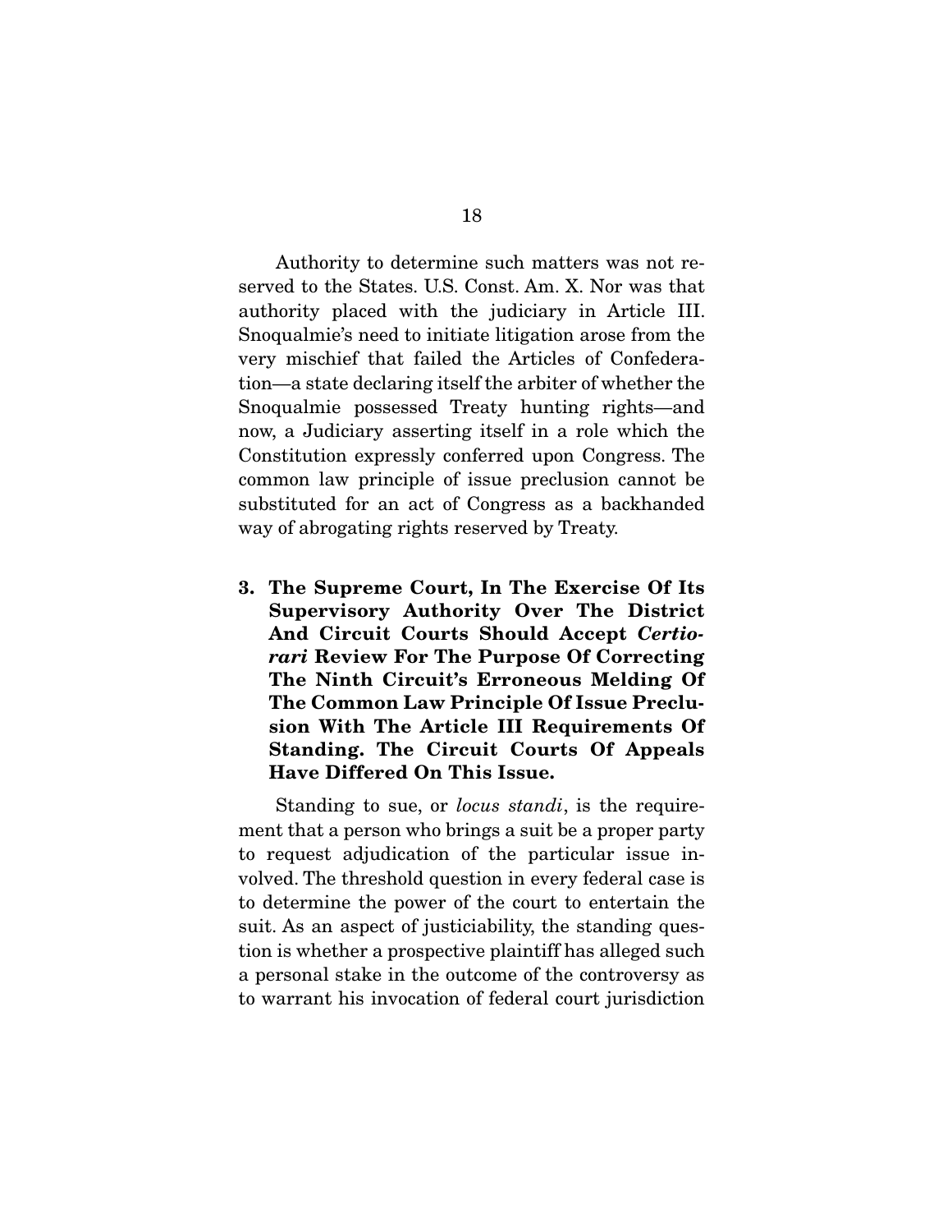Authority to determine such matters was not reserved to the States. U.S. Const. Am. X. Nor was that authority placed with the judiciary in Article III. Snoqualmie's need to initiate litigation arose from the very mischief that failed the Articles of Confederation—a state declaring itself the arbiter of whether the Snoqualmie possessed Treaty hunting rights—and now, a Judiciary asserting itself in a role which the Constitution expressly conferred upon Congress. The common law principle of issue preclusion cannot be substituted for an act of Congress as a backhanded way of abrogating rights reserved by Treaty.

**3. The Supreme Court, In The Exercise Of Its Supervisory Authority Over The District And Circuit Courts Should Accept *Certiorari* Review For The Purpose Of Correcting The Ninth Circuit's Erroneous Melding Of The Common Law Principle Of Issue Preclusion With The Article III Requirements Of Standing. The Circuit Courts Of Appeals Have Differed On This Issue.**

Standing to sue, or *locus standi*, is the requirement that a person who brings a suit be a proper party to request adjudication of the particular issue involved. The threshold question in every federal case is to determine the power of the court to entertain the suit. As an aspect of justiciability, the standing question is whether a prospective plaintiff has alleged such a personal stake in the outcome of the controversy as to warrant his invocation of federal court jurisdiction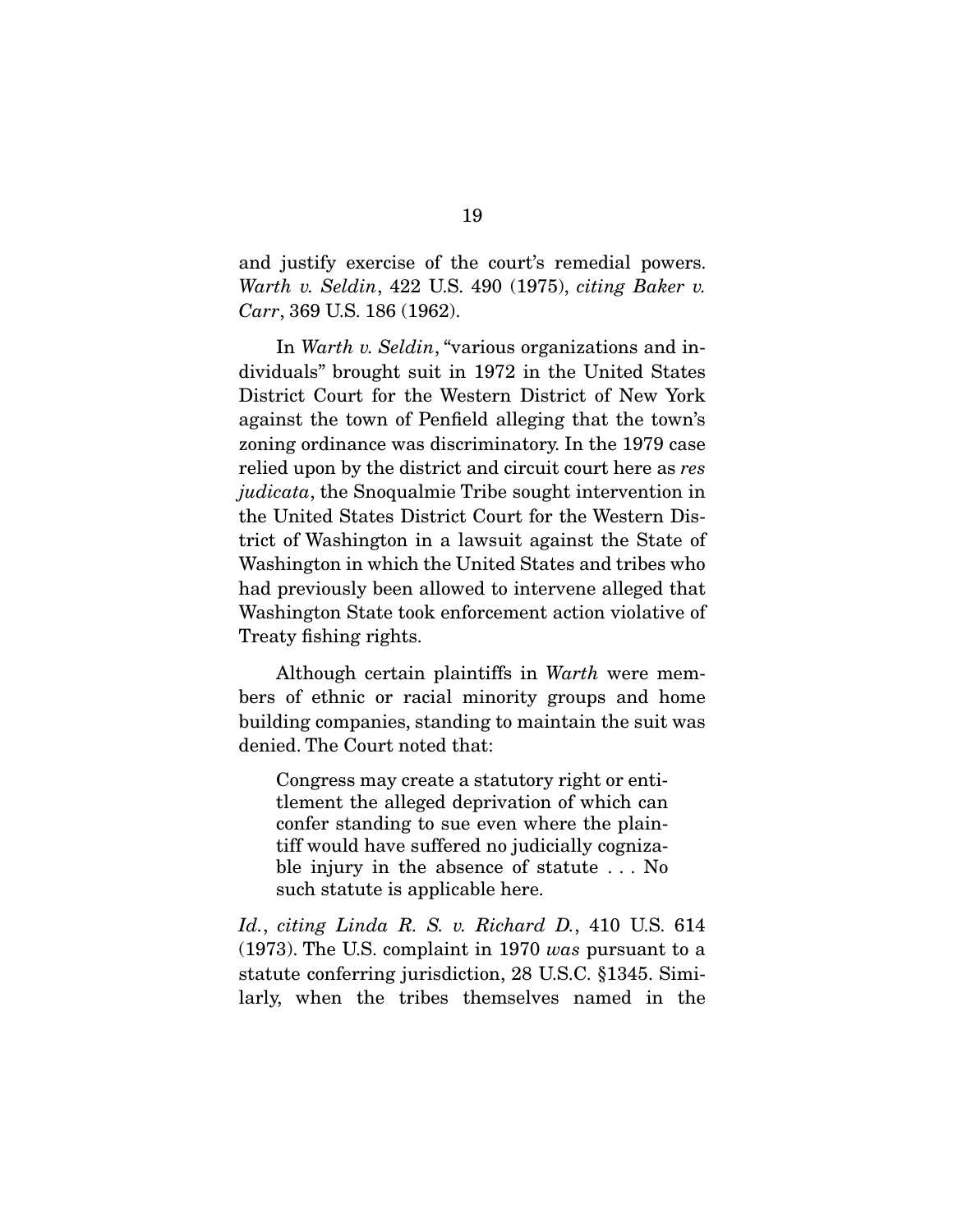and justify exercise of the court's remedial powers. *Warth v. Seldin*, 422 U.S. 490 (1975), *citing Baker v. Carr*, 369 U.S. 186 (1962).

In *Warth v. Seldin*, "various organizations and individuals" brought suit in 1972 in the United States District Court for the Western District of New York against the town of Penfield alleging that the town's zoning ordinance was discriminatory. In the 1979 case relied upon by the district and circuit court here as *res judicata*, the Snoqualmie Tribe sought intervention in the United States District Court for the Western District of Washington in a lawsuit against the State of Washington in which the United States and tribes who had previously been allowed to intervene alleged that Washington State took enforcement action violative of Treaty fishing rights.

Although certain plaintiffs in *Warth* were members of ethnic or racial minority groups and home building companies, standing to maintain the suit was denied. The Court noted that:

> Congress may create a statutory right or entitlement the alleged deprivation of which can confer standing to sue even where the plaintiff would have suffered no judicially cognizable injury in the absence of statute . . . No such statute is applicable here.

*Id.*, *citing Linda R. S. v. Richard D.*, 410 U.S. 614 (1973). The U.S. complaint in 1970 *was* pursuant to a statute conferring jurisdiction, 28 U.S.C. §1345. Similarly, when the tribes themselves named in the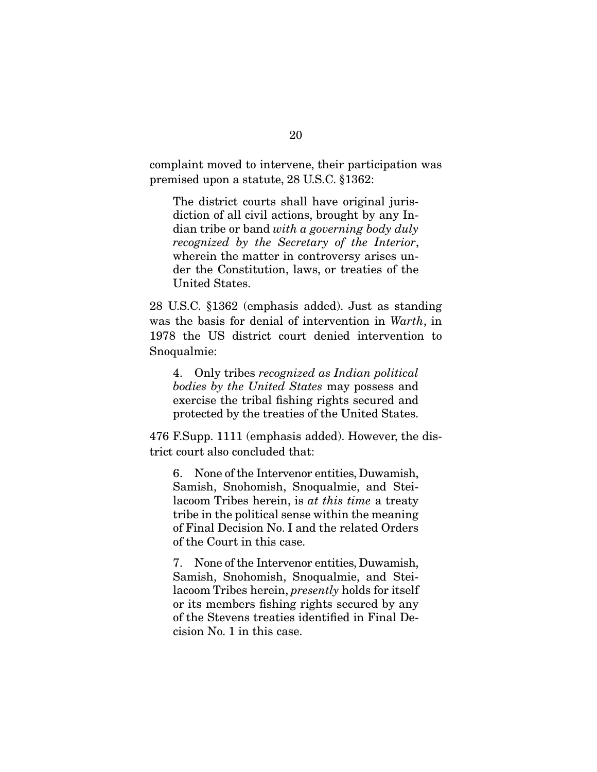complaint moved to intervene, their participation was premised upon a statute, 28 U.S.C. §1362:

> The district courts shall have original jurisdiction of all civil actions, brought by any Indian tribe or band *with a governing body duly recognized by the Secretary of the Interior*, wherein the matter in controversy arises under the Constitution, laws, or treaties of the United States.

28 U.S.C. §1362 (emphasis added). Just as standing was the basis for denial of intervention in *Warth*, in 1978 the US district court denied intervention to Snoqualmie:

> 4. Only tribes *recognized as Indian political bodies by the United States* may possess and exercise the tribal fishing rights secured and protected by the treaties of the United States.

476 F.Supp. 1111 (emphasis added). However, the district court also concluded that:

> 6. None of the Intervenor entities, Duwamish, Samish, Snohomish, Snoqualmie, and Steilacoom Tribes herein, is *at this time* a treaty tribe in the political sense within the meaning of Final Decision No. I and the related Orders of the Court in this case.
>
> 7. None of the Intervenor entities, Duwamish, Samish, Snohomish, Snoqualmie, and Steilacoom Tribes herein, *presently* holds for itself or its members fishing rights secured by any of the Stevens treaties identified in Final Decision No. 1 in this case.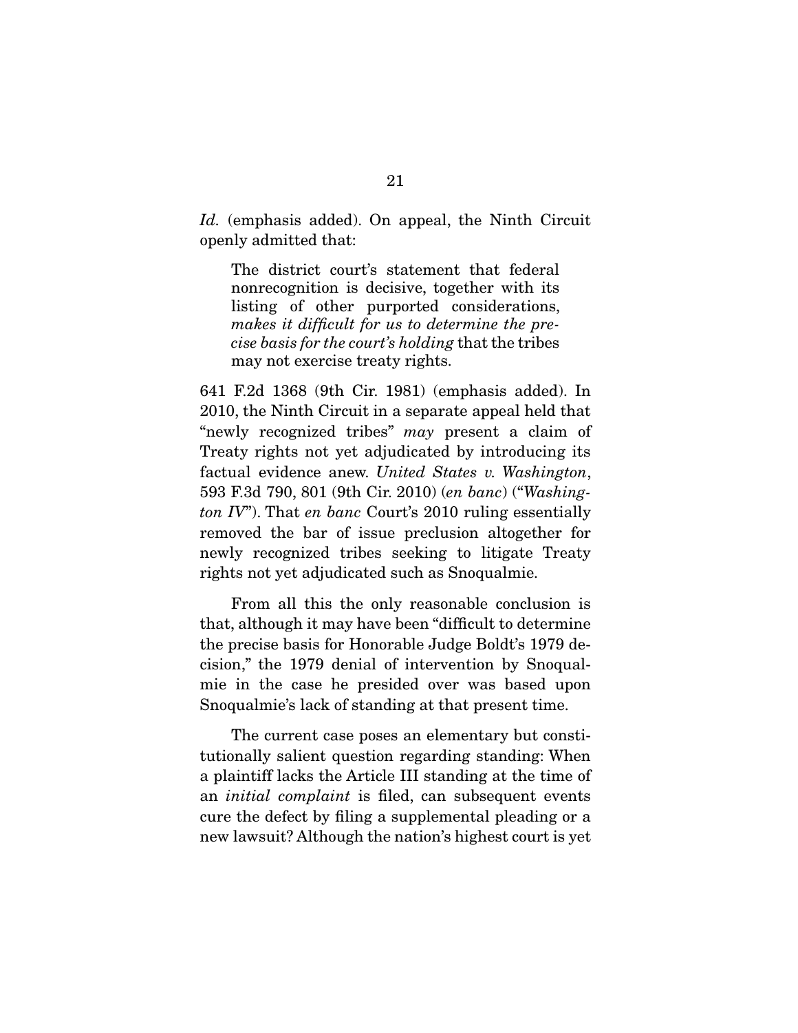*Id.* (emphasis added). On appeal, the Ninth Circuit openly admitted that:

> The district court's statement that federal nonrecognition is decisive, together with its listing of other purported considerations, *makes it difficult for us to determine the precise basis for the court's holding* that the tribes may not exercise treaty rights.

641 F.2d 1368 (9th Cir. 1981) (emphasis added). In 2010, the Ninth Circuit in a separate appeal held that "newly recognized tribes" *may* present a claim of Treaty rights not yet adjudicated by introducing its factual evidence anew. *United States v. Washington*, 593 F.3d 790, 801 (9th Cir. 2010) (*en banc*) ("*Washington IV*"). That *en banc* Court's 2010 ruling essentially removed the bar of issue preclusion altogether for newly recognized tribes seeking to litigate Treaty rights not yet adjudicated such as Snoqualmie.

From all this the only reasonable conclusion is that, although it may have been "difficult to determine the precise basis for Honorable Judge Boldt's 1979 decision," the 1979 denial of intervention by Snoqualmie in the case he presided over was based upon Snoqualmie's lack of standing at that present time.

The current case poses an elementary but constitutionally salient question regarding standing: When a plaintiff lacks the Article III standing at the time of an *initial complaint* is filed, can subsequent events cure the defect by filing a supplemental pleading or a new lawsuit? Although the nation's highest court is yet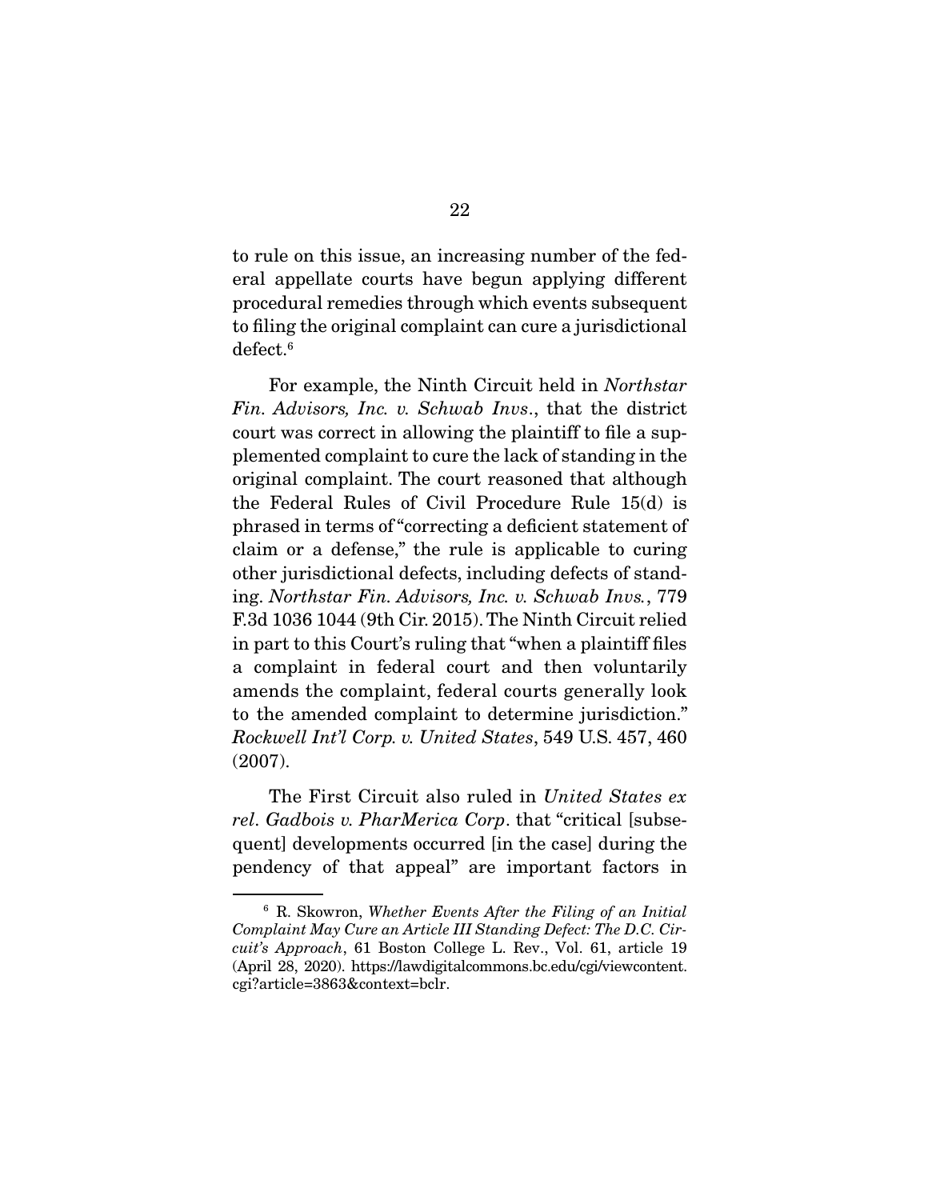to rule on this issue, an increasing number of the federal appellate courts have begun applying different procedural remedies through which events subsequent to filing the original complaint can cure a jurisdictional defect.[6]

For example, the Ninth Circuit held in *Northstar Fin. Advisors, Inc. v. Schwab Invs*., that the district court was correct in allowing the plaintiff to file a supplemented complaint to cure the lack of standing in the original complaint. The court reasoned that although the Federal Rules of Civil Procedure Rule 15(d) is phrased in terms of "correcting a deficient statement of claim or a defense," the rule is applicable to curing other jurisdictional defects, including defects of standing. *Northstar Fin. Advisors, Inc. v. Schwab Invs.*, 779 F.3d 1036 1044 (9th Cir. 2015). The Ninth Circuit relied in part to this Court's ruling that "when a plaintiff files a complaint in federal court and then voluntarily amends the complaint, federal courts generally look to the amended complaint to determine jurisdiction." *Rockwell Int'l Corp. v. United States*, 549 U.S. 457, 460 (2007).

The First Circuit also ruled in *United States ex rel. Gadbois v. PharMerica Corp*. that "critical [subsequent] developments occurred [in the case] during the pendency of that appeal" are important factors in

---

[6] R. Skowron, *Whether Events After the Filing of an Initial Complaint May Cure an Article III Standing Defect: The D.C. Circuit's Approach*, 61 Boston College L. Rev., Vol. 61, article 19 (April 28, 2020). https://lawdigitalcommons.bc.edu/cgi/viewcontent.cgi?article=3863&context=bclr.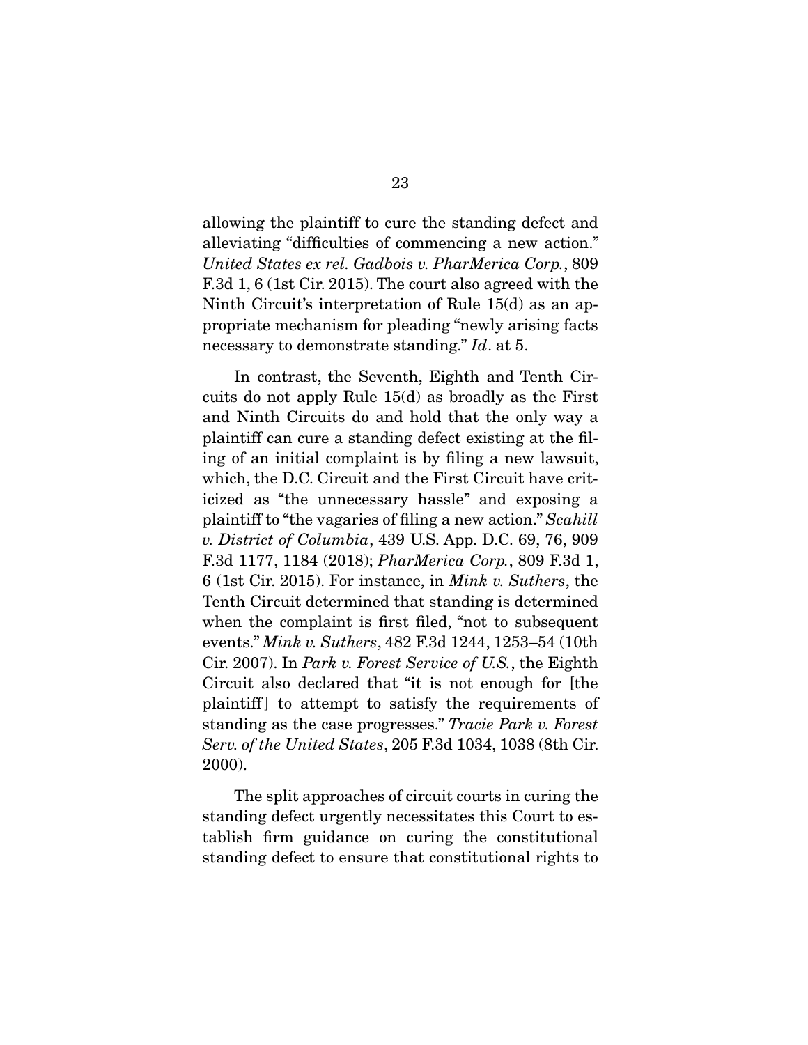allowing the plaintiff to cure the standing defect and alleviating "difficulties of commencing a new action." *United States ex rel. Gadbois v. PharMerica Corp.*, 809 F.3d 1, 6 (1st Cir. 2015). The court also agreed with the Ninth Circuit's interpretation of Rule 15(d) as an appropriate mechanism for pleading "newly arising facts necessary to demonstrate standing." *Id*. at 5.

In contrast, the Seventh, Eighth and Tenth Circuits do not apply Rule 15(d) as broadly as the First and Ninth Circuits do and hold that the only way a plaintiff can cure a standing defect existing at the filing of an initial complaint is by filing a new lawsuit, which, the D.C. Circuit and the First Circuit have criticized as "the unnecessary hassle" and exposing a plaintiff to "the vagaries of filing a new action." *Scahill v. District of Columbia*, 439 U.S. App. D.C. 69, 76, 909 F.3d 1177, 1184 (2018); *PharMerica Corp.*, 809 F.3d 1, 6 (1st Cir. 2015). For instance, in *Mink v. Suthers*, the Tenth Circuit determined that standing is determined when the complaint is first filed, "not to subsequent events." *Mink v. Suthers*, 482 F.3d 1244, 1253–54 (10th Cir. 2007). In *Park v. Forest Service of U.S.*, the Eighth Circuit also declared that "it is not enough for [the plaintiff] to attempt to satisfy the requirements of standing as the case progresses." *Tracie Park v. Forest Serv. of the United States*, 205 F.3d 1034, 1038 (8th Cir. 2000).

The split approaches of circuit courts in curing the standing defect urgently necessitates this Court to establish firm guidance on curing the constitutional standing defect to ensure that constitutional rights to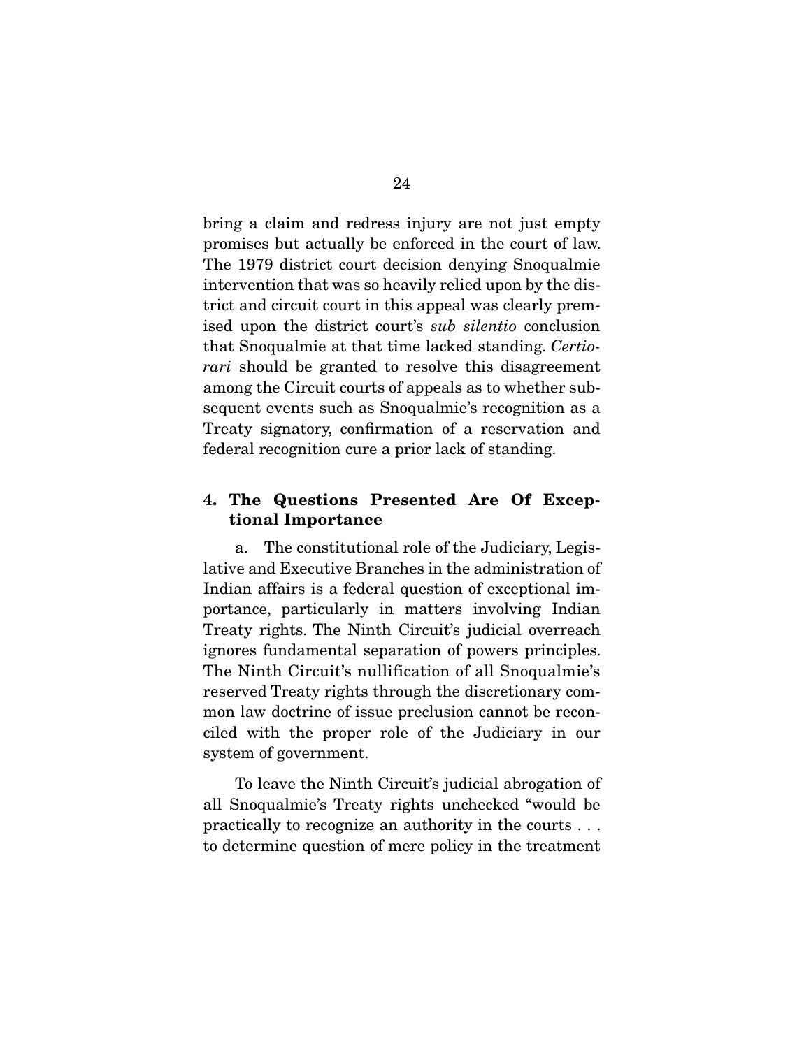bring a claim and redress injury are not just empty promises but actually be enforced in the court of law. The 1979 district court decision denying Snoqualmie intervention that was so heavily relied upon by the district and circuit court in this appeal was clearly premised upon the district court's *sub silentio* conclusion that Snoqualmie at that time lacked standing. *Certiorari* should be granted to resolve this disagreement among the Circuit courts of appeals as to whether subsequent events such as Snoqualmie's recognition as a Treaty signatory, confirmation of a reservation and federal recognition cure a prior lack of standing.

### 4. The Questions Presented Are Of Exceptional Importance

a. The constitutional role of the Judiciary, Legislative and Executive Branches in the administration of Indian affairs is a federal question of exceptional importance, particularly in matters involving Indian Treaty rights. The Ninth Circuit's judicial overreach ignores fundamental separation of powers principles. The Ninth Circuit's nullification of all Snoqualmie's reserved Treaty rights through the discretionary common law doctrine of issue preclusion cannot be reconciled with the proper role of the Judiciary in our system of government.

To leave the Ninth Circuit's judicial abrogation of all Snoqualmie's Treaty rights unchecked "would be practically to recognize an authority in the courts . . . to determine question of mere policy in the treatment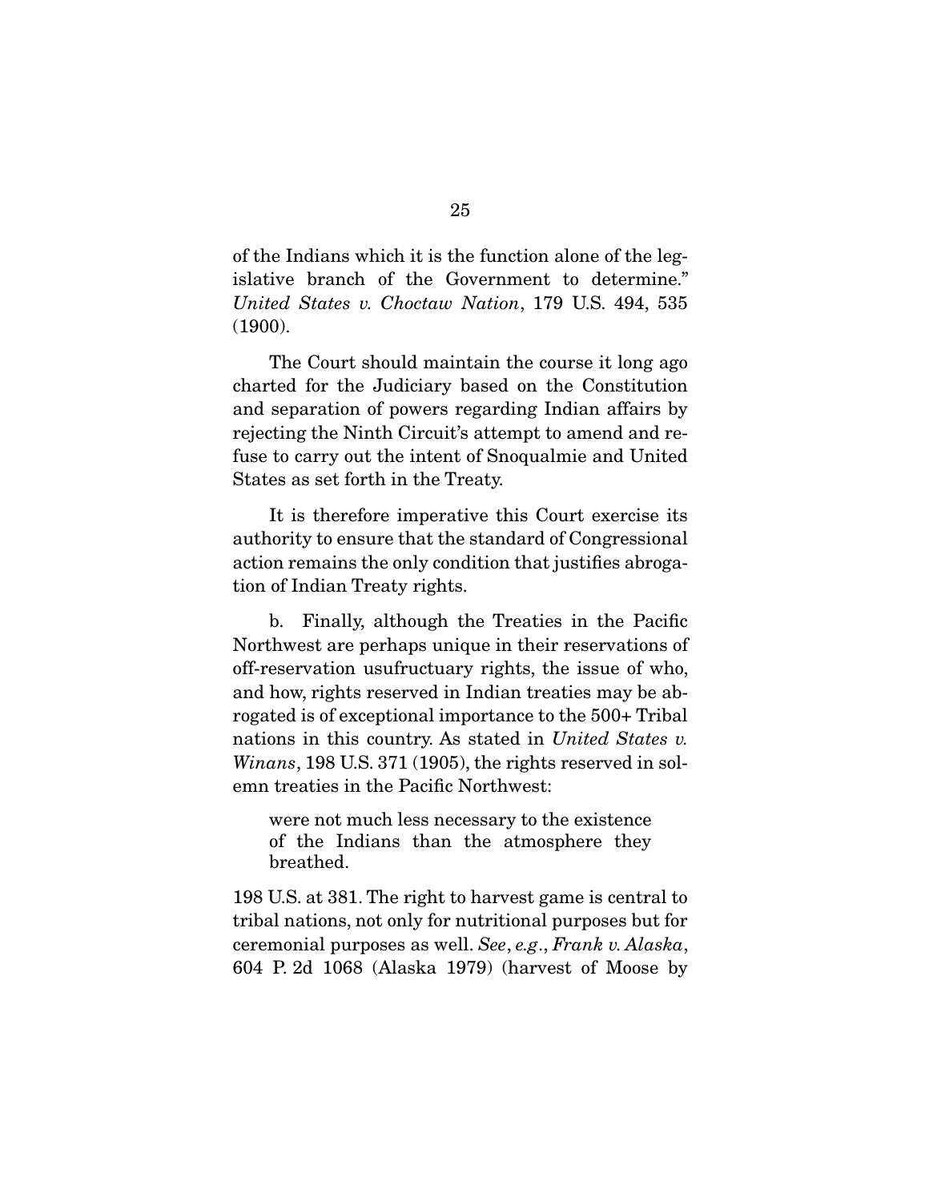of the Indians which it is the function alone of the legislative branch of the Government to determine." *United States v. Choctaw Nation*, 179 U.S. 494, 535 (1900).

The Court should maintain the course it long ago charted for the Judiciary based on the Constitution and separation of powers regarding Indian affairs by rejecting the Ninth Circuit's attempt to amend and refuse to carry out the intent of Snoqualmie and United States as set forth in the Treaty.

It is therefore imperative this Court exercise its authority to ensure that the standard of Congressional action remains the only condition that justifies abrogation of Indian Treaty rights.

b. Finally, although the Treaties in the Pacific Northwest are perhaps unique in their reservations of off-reservation usufructuary rights, the issue of who, and how, rights reserved in Indian treaties may be abrogated is of exceptional importance to the 500+ Tribal nations in this country. As stated in *United States v. Winans*, 198 U.S. 371 (1905), the rights reserved in solemn treaties in the Pacific Northwest:

> were not much less necessary to the existence of the Indians than the atmosphere they breathed.

198 U.S. at 381. The right to harvest game is central to tribal nations, not only for nutritional purposes but for ceremonial purposes as well. *See*, *e.g*., *Frank v. Alaska*, 604 P. 2d 1068 (Alaska 1979) (harvest of Moose by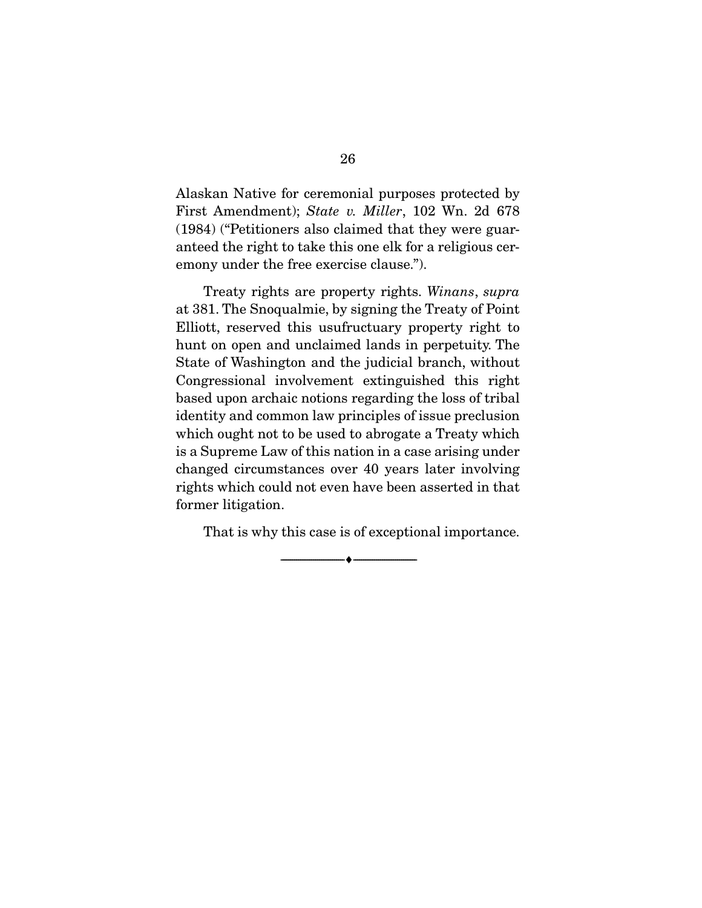Alaskan Native for ceremonial purposes protected by First Amendment); *State v. Miller*, 102 Wn. 2d 678 (1984) ("Petitioners also claimed that they were guaranteed the right to take this one elk for a religious ceremony under the free exercise clause.").

Treaty rights are property rights. *Winans*, *supra* at 381. The Snoqualmie, by signing the Treaty of Point Elliott, reserved this usufructuary property right to hunt on open and unclaimed lands in perpetuity. The State of Washington and the judicial branch, without Congressional involvement extinguished this right based upon archaic notions regarding the loss of tribal identity and common law principles of issue preclusion which ought not to be used to abrogate a Treaty which is a Supreme Law of this nation in a case arising under changed circumstances over 40 years later involving rights which could not even have been asserted in that former litigation.

That is why this case is of exceptional importance.

---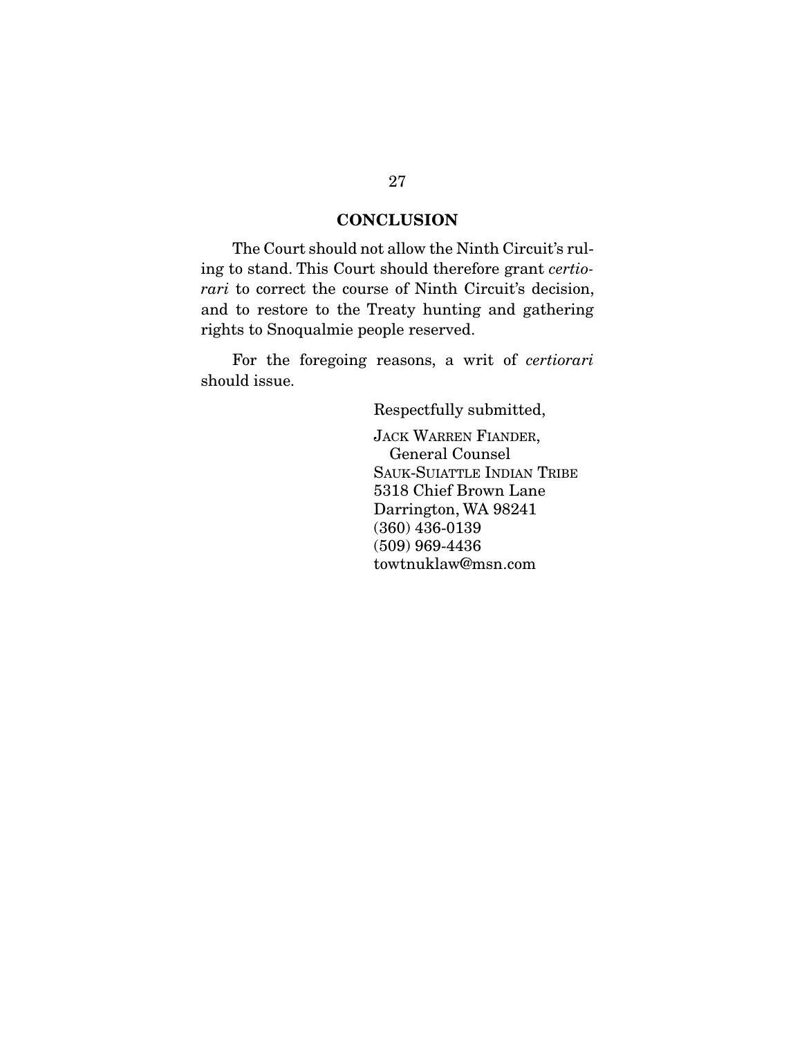## CONCLUSION

The Court should not allow the Ninth Circuit's ruling to stand. This Court should therefore grant *certiorari* to correct the course of Ninth Circuit's decision, and to restore to the Treaty hunting and gathering rights to Snoqualmie people reserved.

For the foregoing reasons, a writ of *certiorari* should issue.

Respectfully submitted,

JACK WARREN FIANDER,
General Counsel
SAUK-SUIATTLE INDIAN TRIBE
5318 Chief Brown Lane
Darrington, WA 98241
(360) 436-0139
(509) 969-4436
towtnuklaw@msn.com